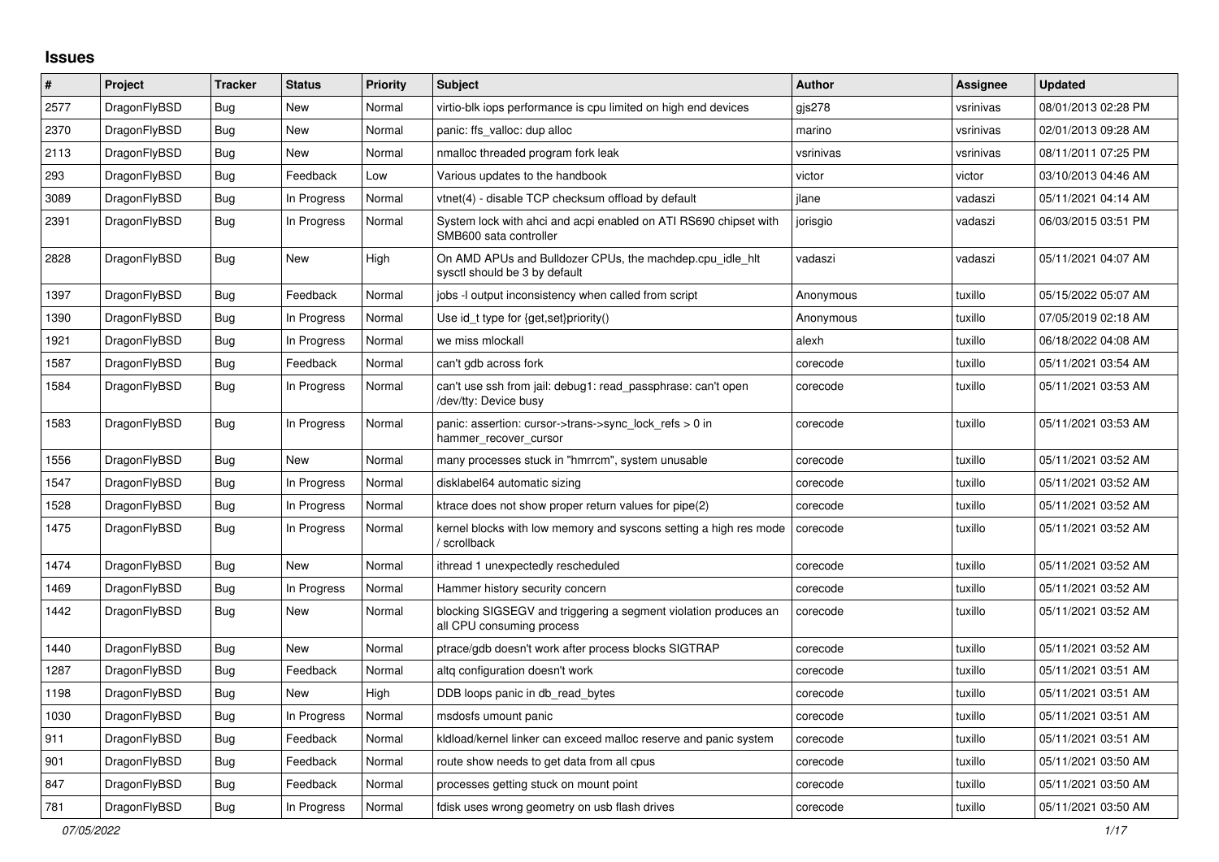# Issues

| # | Project | Tracker | Status | Priority | Subject | Author | Assignee | Updated |
|---|---|---|---|---|---|---|---|---|
| 2577 | DragonFlyBSD | Bug | New | Normal | virtio-blk iops performance is cpu limited on high end devices | gjs278 | vsrinivas | 08/01/2013 02:28 PM |
| 2370 | DragonFlyBSD | Bug | New | Normal | panic: ffs_valloc: dup alloc | marino | vsrinivas | 02/01/2013 09:28 AM |
| 2113 | DragonFlyBSD | Bug | New | Normal | nmalloc threaded program fork leak | vsrinivas | vsrinivas | 08/11/2011 07:25 PM |
| 293 | DragonFlyBSD | Bug | Feedback | Low | Various updates to the handbook | victor | victor | 03/10/2013 04:46 AM |
| 3089 | DragonFlyBSD | Bug | In Progress | Normal | vtnet(4) - disable TCP checksum offload by default | jlane | vadaszi | 05/11/2021 04:14 AM |
| 2391 | DragonFlyBSD | Bug | In Progress | Normal | System lock with ahci and acpi enabled on ATI RS690 chipset with SMB600 sata controller | jorisgio | vadaszi | 06/03/2015 03:51 PM |
| 2828 | DragonFlyBSD | Bug | New | High | On AMD APUs and Bulldozer CPUs, the machdep.cpu_idle_hlt sysctl should be 3 by default | vadaszi | vadaszi | 05/11/2021 04:07 AM |
| 1397 | DragonFlyBSD | Bug | Feedback | Normal | jobs -l output inconsistency when called from script | Anonymous | tuxillo | 05/15/2022 05:07 AM |
| 1390 | DragonFlyBSD | Bug | In Progress | Normal | Use id_t type for {get,set}priority() | Anonymous | tuxillo | 07/05/2019 02:18 AM |
| 1921 | DragonFlyBSD | Bug | In Progress | Normal | we miss mlockall | alexh | tuxillo | 06/18/2022 04:08 AM |
| 1587 | DragonFlyBSD | Bug | Feedback | Normal | can't gdb across fork | corecode | tuxillo | 05/11/2021 03:54 AM |
| 1584 | DragonFlyBSD | Bug | In Progress | Normal | can't use ssh from jail: debug1: read_passphrase: can't open /dev/tty: Device busy | corecode | tuxillo | 05/11/2021 03:53 AM |
| 1583 | DragonFlyBSD | Bug | In Progress | Normal | panic: assertion: cursor->trans->sync_lock_refs > 0 in hammer_recover_cursor | corecode | tuxillo | 05/11/2021 03:53 AM |
| 1556 | DragonFlyBSD | Bug | New | Normal | many processes stuck in "hmrrcm", system unusable | corecode | tuxillo | 05/11/2021 03:52 AM |
| 1547 | DragonFlyBSD | Bug | In Progress | Normal | disklabel64 automatic sizing | corecode | tuxillo | 05/11/2021 03:52 AM |
| 1528 | DragonFlyBSD | Bug | In Progress | Normal | ktrace does not show proper return values for pipe(2) | corecode | tuxillo | 05/11/2021 03:52 AM |
| 1475 | DragonFlyBSD | Bug | In Progress | Normal | kernel blocks with low memory and syscons setting a high res mode / scrollback | corecode | tuxillo | 05/11/2021 03:52 AM |
| 1474 | DragonFlyBSD | Bug | New | Normal | ithread 1 unexpectedly rescheduled | corecode | tuxillo | 05/11/2021 03:52 AM |
| 1469 | DragonFlyBSD | Bug | In Progress | Normal | Hammer history security concern | corecode | tuxillo | 05/11/2021 03:52 AM |
| 1442 | DragonFlyBSD | Bug | New | Normal | blocking SIGSEGV and triggering a segment violation produces an all CPU consuming process | corecode | tuxillo | 05/11/2021 03:52 AM |
| 1440 | DragonFlyBSD | Bug | New | Normal | ptrace/gdb doesn't work after process blocks SIGTRAP | corecode | tuxillo | 05/11/2021 03:52 AM |
| 1287 | DragonFlyBSD | Bug | Feedback | Normal | altq configuration doesn't work | corecode | tuxillo | 05/11/2021 03:51 AM |
| 1198 | DragonFlyBSD | Bug | New | High | DDB loops panic in db_read_bytes | corecode | tuxillo | 05/11/2021 03:51 AM |
| 1030 | DragonFlyBSD | Bug | In Progress | Normal | msdosfs umount panic | corecode | tuxillo | 05/11/2021 03:51 AM |
| 911 | DragonFlyBSD | Bug | Feedback | Normal | kldload/kernel linker can exceed malloc reserve and panic system | corecode | tuxillo | 05/11/2021 03:51 AM |
| 901 | DragonFlyBSD | Bug | Feedback | Normal | route show needs to get data from all cpus | corecode | tuxillo | 05/11/2021 03:50 AM |
| 847 | DragonFlyBSD | Bug | Feedback | Normal | processes getting stuck on mount point | corecode | tuxillo | 05/11/2021 03:50 AM |
| 781 | DragonFlyBSD | Bug | In Progress | Normal | fdisk uses wrong geometry on usb flash drives | corecode | tuxillo | 05/11/2021 03:50 AM |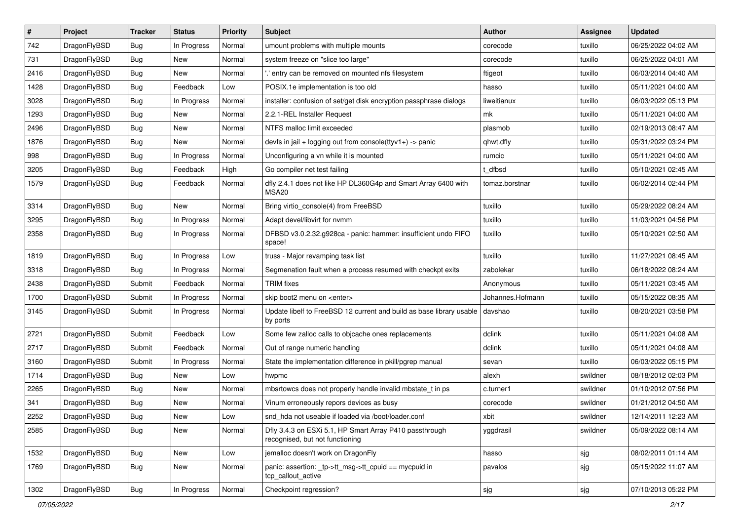| # | Project | Tracker | Status | Priority | Subject | Author | Assignee | Updated |
|---|---|---|---|---|---|---|---|---|
| 742 | DragonFlyBSD | Bug | In Progress | Normal | umount problems with multiple mounts | corecode | tuxillo | 06/25/2022 04:02 AM |
| 731 | DragonFlyBSD | Bug | New | Normal | system freeze on "slice too large" | corecode | tuxillo | 06/25/2022 04:01 AM |
| 2416 | DragonFlyBSD | Bug | New | Normal | '.' entry can be removed on mounted nfs filesystem | ftigeot | tuxillo | 06/03/2014 04:40 AM |
| 1428 | DragonFlyBSD | Bug | Feedback | Low | POSIX.1e implementation is too old | hasso | tuxillo | 05/11/2021 04:00 AM |
| 3028 | DragonFlyBSD | Bug | In Progress | Normal | installer: confusion of set/get disk encryption passphrase dialogs | liweitianux | tuxillo | 06/03/2022 05:13 PM |
| 1293 | DragonFlyBSD | Bug | New | Normal | 2.2.1-REL Installer Request | mk | tuxillo | 05/11/2021 04:00 AM |
| 2496 | DragonFlyBSD | Bug | New | Normal | NTFS malloc limit exceeded | plasmob | tuxillo | 02/19/2013 08:47 AM |
| 1876 | DragonFlyBSD | Bug | New | Normal | devfs in jail + logging out from console(ttyv1+) -> panic | qhwt.dfly | tuxillo | 05/31/2022 03:24 PM |
| 998 | DragonFlyBSD | Bug | In Progress | Normal | Unconfiguring a vn while it is mounted | rumcic | tuxillo | 05/11/2021 04:00 AM |
| 3205 | DragonFlyBSD | Bug | Feedback | High | Go compiler net test failing | t_dfbsd | tuxillo | 05/10/2021 02:45 AM |
| 1579 | DragonFlyBSD | Bug | Feedback | Normal | dfly 2.4.1 does not like HP DL360G4p and Smart Array 6400 with MSA20 | tomaz.borstnar | tuxillo | 06/02/2014 02:44 PM |
| 3314 | DragonFlyBSD | Bug | New | Normal | Bring virtio_console(4) from FreeBSD | tuxillo | tuxillo | 05/29/2022 08:24 AM |
| 3295 | DragonFlyBSD | Bug | In Progress | Normal | Adapt devel/libvirt for nvmm | tuxillo | tuxillo | 11/03/2021 04:56 PM |
| 2358 | DragonFlyBSD | Bug | In Progress | Normal | DFBSD v3.0.2.32.g928ca - panic: hammer: insufficient undo FIFO space! | tuxillo | tuxillo | 05/10/2021 02:50 AM |
| 1819 | DragonFlyBSD | Bug | In Progress | Low | truss - Major revamping task list | tuxillo | tuxillo | 11/27/2021 08:45 AM |
| 3318 | DragonFlyBSD | Bug | In Progress | Normal | Segmenation fault when a process resumed with checkpt exits | zabolekar | tuxillo | 06/18/2022 08:24 AM |
| 2438 | DragonFlyBSD | Submit | Feedback | Normal | TRIM fixes | Anonymous | tuxillo | 05/11/2021 03:45 AM |
| 1700 | DragonFlyBSD | Submit | In Progress | Normal | skip boot2 menu on <enter> | Johannes.Hofmann | tuxillo | 05/15/2022 08:35 AM |
| 3145 | DragonFlyBSD | Submit | In Progress | Normal | Update libelf to FreeBSD 12 current and build as base library usable by ports | davshao | tuxillo | 08/20/2021 03:58 PM |
| 2721 | DragonFlyBSD | Submit | Feedback | Low | Some few zalloc calls to objcache ones replacements | dclink | tuxillo | 05/11/2021 04:08 AM |
| 2717 | DragonFlyBSD | Submit | Feedback | Normal | Out of range numeric handling | dclink | tuxillo | 05/11/2021 04:08 AM |
| 3160 | DragonFlyBSD | Submit | In Progress | Normal | State the implementation difference in pkill/pgrep manual | sevan | tuxillo | 06/03/2022 05:15 PM |
| 1714 | DragonFlyBSD | Bug | New | Low | hwpmc | alexh | swildner | 08/18/2012 02:03 PM |
| 2265 | DragonFlyBSD | Bug | New | Normal | mbsrtowcs does not properly handle invalid mbstate_t in ps | c.turner1 | swildner | 01/10/2012 07:56 PM |
| 341 | DragonFlyBSD | Bug | New | Normal | Vinum erroneously repors devices as busy | corecode | swildner | 01/21/2012 04:50 AM |
| 2252 | DragonFlyBSD | Bug | New | Low | snd_hda not useable if loaded via /boot/loader.conf | xbit | swildner | 12/14/2011 12:23 AM |
| 2585 | DragonFlyBSD | Bug | New | Normal | Dfly 3.4.3 on ESXi 5.1, HP Smart Array P410 passthrough recognised, but not functioning | yggdrasil | swildner | 05/09/2022 08:14 AM |
| 1532 | DragonFlyBSD | Bug | New | Low | jemalloc doesn't work on DragonFly | hasso | sjg | 08/02/2011 01:14 AM |
| 1769 | DragonFlyBSD | Bug | New | Normal | panic: assertion: _tp->tt_msg->tt_cpuid == mycpuid in tcp_callout_active | pavalos | sjg | 05/15/2022 11:07 AM |
| 1302 | DragonFlyBSD | Bug | In Progress | Normal | Checkpoint regression? | sjg | sjg | 07/10/2013 05:22 PM |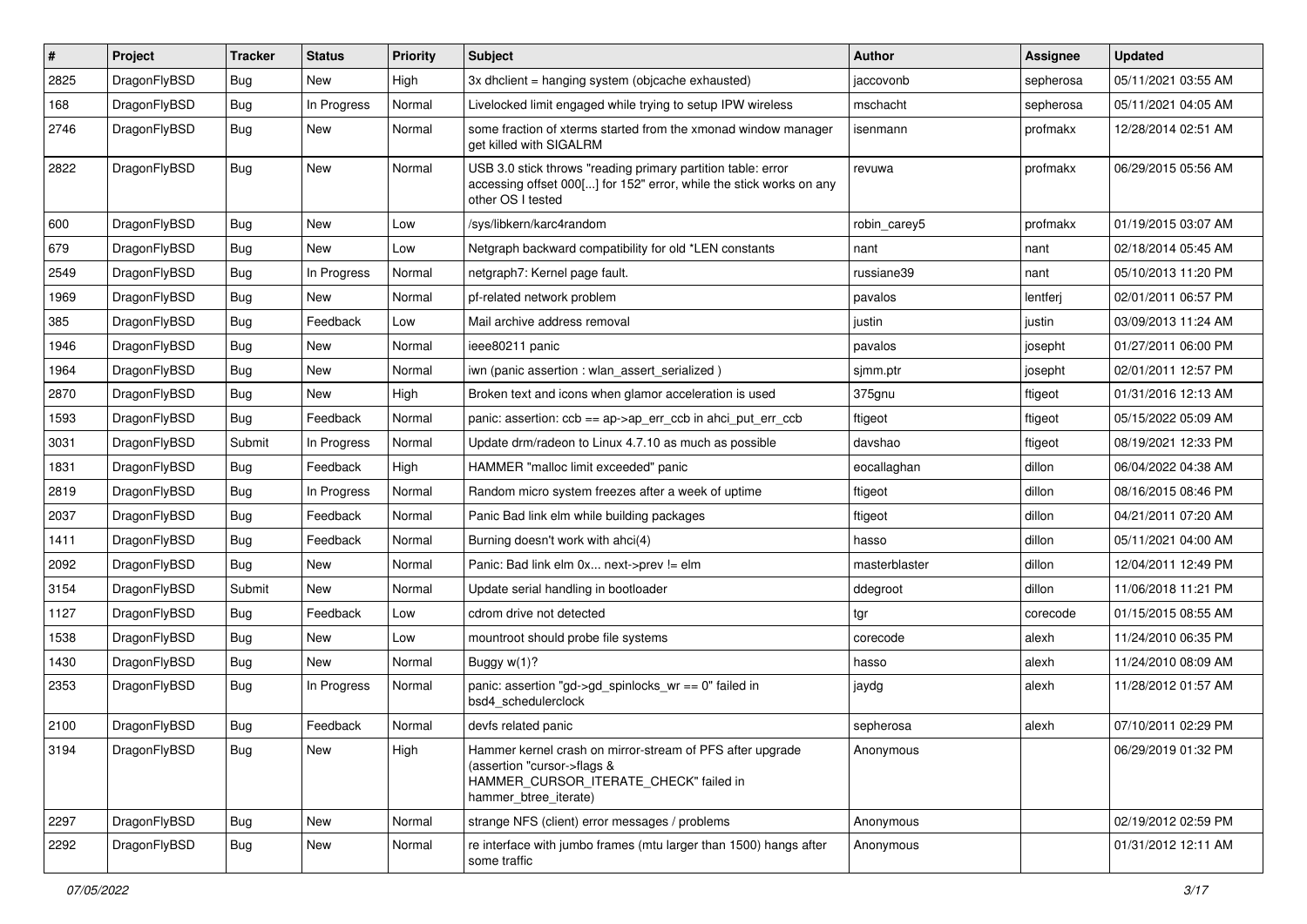| # | Project | Tracker | Status | Priority | Subject | Author | Assignee | Updated |
|---|---|---|---|---|---|---|---|---|
| 2825 | DragonFlyBSD | Bug | New | High | 3x dhclient = hanging system (objcache exhausted) | jaccovonb | sepherosa | 05/11/2021 03:55 AM |
| 168 | DragonFlyBSD | Bug | In Progress | Normal | Livelocked limit engaged while trying to setup IPW wireless | mschacht | sepherosa | 05/11/2021 04:05 AM |
| 2746 | DragonFlyBSD | Bug | New | Normal | some fraction of xterms started from the xmonad window manager get killed with SIGALRM | isenmann | profmakx | 12/28/2014 02:51 AM |
| 2822 | DragonFlyBSD | Bug | New | Normal | USB 3.0 stick throws "reading primary partition table: error accessing offset 000[...] for 152" error, while the stick works on any other OS I tested | revuwa | profmakx | 06/29/2015 05:56 AM |
| 600 | DragonFlyBSD | Bug | New | Low | /sys/libkern/karc4random | robin_carey5 | profmakx | 01/19/2015 03:07 AM |
| 679 | DragonFlyBSD | Bug | New | Low | Netgraph backward compatibility for old *LEN constants | nant | nant | 02/18/2014 05:45 AM |
| 2549 | DragonFlyBSD | Bug | In Progress | Normal | netgraph7: Kernel page fault. | russiane39 | nant | 05/10/2013 11:20 PM |
| 1969 | DragonFlyBSD | Bug | New | Normal | pf-related network problem | pavalos | lentferj | 02/01/2011 06:57 PM |
| 385 | DragonFlyBSD | Bug | Feedback | Low | Mail archive address removal | justin | justin | 03/09/2013 11:24 AM |
| 1946 | DragonFlyBSD | Bug | New | Normal | ieee80211 panic | pavalos | josepht | 01/27/2011 06:00 PM |
| 1964 | DragonFlyBSD | Bug | New | Normal | iwn (panic assertion : wlan_assert_serialized ) | sjmm.ptr | josepht | 02/01/2011 12:57 PM |
| 2870 | DragonFlyBSD | Bug | New | High | Broken text and icons when glamor acceleration is used | 375gnu | ftigeot | 01/31/2016 12:13 AM |
| 1593 | DragonFlyBSD | Bug | Feedback | Normal | panic: assertion: ccb == ap->ap_err_ccb in ahci_put_err_ccb | ftigeot | ftigeot | 05/15/2022 05:09 AM |
| 3031 | DragonFlyBSD | Submit | In Progress | Normal | Update drm/radeon to Linux 4.7.10 as much as possible | davshao | ftigeot | 08/19/2021 12:33 PM |
| 1831 | DragonFlyBSD | Bug | Feedback | High | HAMMER "malloc limit exceeded" panic | eocallaghan | dillon | 06/04/2022 04:38 AM |
| 2819 | DragonFlyBSD | Bug | In Progress | Normal | Random micro system freezes after a week of uptime | ftigeot | dillon | 08/16/2015 08:46 PM |
| 2037 | DragonFlyBSD | Bug | Feedback | Normal | Panic Bad link elm while building packages | ftigeot | dillon | 04/21/2011 07:20 AM |
| 1411 | DragonFlyBSD | Bug | Feedback | Normal | Burning doesn't work with ahci(4) | hasso | dillon | 05/11/2021 04:00 AM |
| 2092 | DragonFlyBSD | Bug | New | Normal | Panic: Bad link elm 0x... next->prev != elm | masterblaster | dillon | 12/04/2011 12:49 PM |
| 3154 | DragonFlyBSD | Submit | New | Normal | Update serial handling in bootloader | ddegroot | dillon | 11/06/2018 11:21 PM |
| 1127 | DragonFlyBSD | Bug | Feedback | Low | cdrom drive not detected | tgr | corecode | 01/15/2015 08:55 AM |
| 1538 | DragonFlyBSD | Bug | New | Low | mountroot should probe file systems | corecode | alexh | 11/24/2010 06:35 PM |
| 1430 | DragonFlyBSD | Bug | New | Normal | Buggy w(1)? | hasso | alexh | 11/24/2010 08:09 AM |
| 2353 | DragonFlyBSD | Bug | In Progress | Normal | panic: assertion "gd->gd_spinlocks_wr == 0" failed in bsd4_schedulerclock | jaydg | alexh | 11/28/2012 01:57 AM |
| 2100 | DragonFlyBSD | Bug | Feedback | Normal | devfs related panic | sepherosa | alexh | 07/10/2011 02:29 PM |
| 3194 | DragonFlyBSD | Bug | New | High | Hammer kernel crash on mirror-stream of PFS after upgrade (assertion "cursor->flags & HAMMER_CURSOR_ITERATE_CHECK" failed in hammer_btree_iterate) | Anonymous | | 06/29/2019 01:32 PM |
| 2297 | DragonFlyBSD | Bug | New | Normal | strange NFS (client) error messages / problems | Anonymous | | 02/19/2012 02:59 PM |
| 2292 | DragonFlyBSD | Bug | New | Normal | re interface with jumbo frames (mtu larger than 1500) hangs after some traffic | Anonymous | | 01/31/2012 12:11 AM |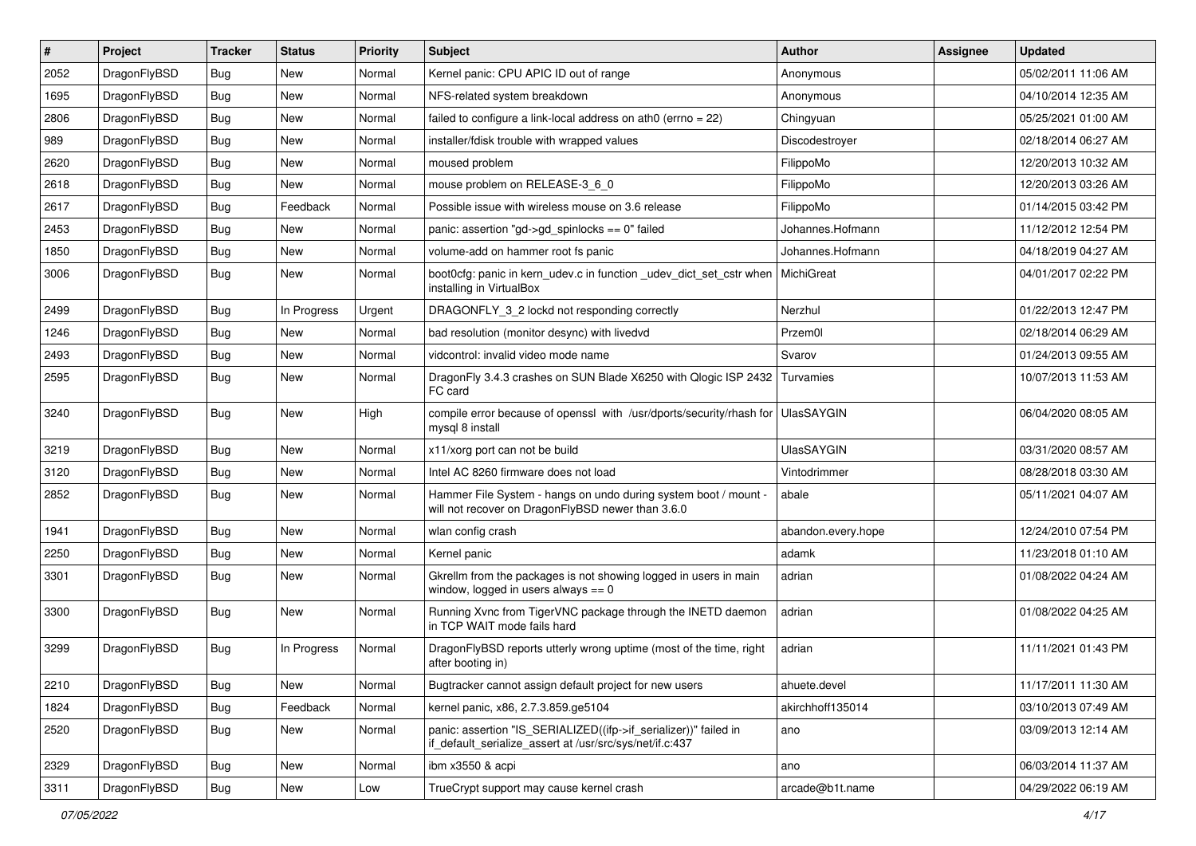| # | Project | Tracker | Status | Priority | Subject | Author | Assignee | Updated |
|---|---|---|---|---|---|---|---|---|
| 2052 | DragonFlyBSD | Bug | New | Normal | Kernel panic: CPU APIC ID out of range | Anonymous | | 05/02/2011 11:06 AM |
| 1695 | DragonFlyBSD | Bug | New | Normal | NFS-related system breakdown | Anonymous | | 04/10/2014 12:35 AM |
| 2806 | DragonFlyBSD | Bug | New | Normal | failed to configure a link-local address on ath0 (errno = 22) | Chingyuan | | 05/25/2021 01:00 AM |
| 989 | DragonFlyBSD | Bug | New | Normal | installer/fdisk trouble with wrapped values | Discodestroyer | | 02/18/2014 06:27 AM |
| 2620 | DragonFlyBSD | Bug | New | Normal | moused problem | FilippoMo | | 12/20/2013 10:32 AM |
| 2618 | DragonFlyBSD | Bug | New | Normal | mouse problem on RELEASE-3_6_0 | FilippoMo | | 12/20/2013 03:26 AM |
| 2617 | DragonFlyBSD | Bug | Feedback | Normal | Possible issue with wireless mouse on 3.6 release | FilippoMo | | 01/14/2015 03:42 PM |
| 2453 | DragonFlyBSD | Bug | New | Normal | panic: assertion "gd->gd_spinlocks == 0" failed | Johannes.Hofmann | | 11/12/2012 12:54 PM |
| 1850 | DragonFlyBSD | Bug | New | Normal | volume-add on hammer root fs panic | Johannes.Hofmann | | 04/18/2019 04:27 AM |
| 3006 | DragonFlyBSD | Bug | New | Normal | boot0cfg: panic in kern_udev.c in function _udev_dict_set_cstr when installing in VirtualBox | MichiGreat | | 04/01/2017 02:22 PM |
| 2499 | DragonFlyBSD | Bug | In Progress | Urgent | DRAGONFLY_3_2 lockd not responding correctly | Nerzhul | | 01/22/2013 12:47 PM |
| 1246 | DragonFlyBSD | Bug | New | Normal | bad resolution (monitor desync) with livedvd | Przem0l | | 02/18/2014 06:29 AM |
| 2493 | DragonFlyBSD | Bug | New | Normal | vidcontrol: invalid video mode name | Svarov | | 01/24/2013 09:55 AM |
| 2595 | DragonFlyBSD | Bug | New | Normal | DragonFly 3.4.3 crashes on SUN Blade X6250 with Qlogic ISP 2432 FC card | Turvamies | | 10/07/2013 11:53 AM |
| 3240 | DragonFlyBSD | Bug | New | High | compile error because of openssl with /usr/dports/security/rhash for mysql 8 install | UlasSAYGIN | | 06/04/2020 08:05 AM |
| 3219 | DragonFlyBSD | Bug | New | Normal | x11/xorg port can not be build | UlasSAYGIN | | 03/31/2020 08:57 AM |
| 3120 | DragonFlyBSD | Bug | New | Normal | Intel AC 8260 firmware does not load | Vintodrimmer | | 08/28/2018 03:30 AM |
| 2852 | DragonFlyBSD | Bug | New | Normal | Hammer File System - hangs on undo during system boot / mount - will not recover on DragonFlyBSD newer than 3.6.0 | abale | | 05/11/2021 04:07 AM |
| 1941 | DragonFlyBSD | Bug | New | Normal | wlan config crash | abandon.every.hope | | 12/24/2010 07:54 PM |
| 2250 | DragonFlyBSD | Bug | New | Normal | Kernel panic | adamk | | 11/23/2018 01:10 AM |
| 3301 | DragonFlyBSD | Bug | New | Normal | Gkrellm from the packages is not showing logged in users in main window, logged in users always == 0 | adrian | | 01/08/2022 04:24 AM |
| 3300 | DragonFlyBSD | Bug | New | Normal | Running Xvnc from TigerVNC package through the INETD daemon in TCP WAIT mode fails hard | adrian | | 01/08/2022 04:25 AM |
| 3299 | DragonFlyBSD | Bug | In Progress | Normal | DragonFlyBSD reports utterly wrong uptime (most of the time, right after booting in) | adrian | | 11/11/2021 01:43 PM |
| 2210 | DragonFlyBSD | Bug | New | Normal | Bugtracker cannot assign default project for new users | ahuete.devel | | 11/17/2011 11:30 AM |
| 1824 | DragonFlyBSD | Bug | Feedback | Normal | kernel panic, x86, 2.7.3.859.ge5104 | akirchhoff135014 | | 03/10/2013 07:49 AM |
| 2520 | DragonFlyBSD | Bug | New | Normal | panic: assertion "IS_SERIALIZED((ifp->if_serializer))" failed in if_default_serialize_assert at /usr/src/sys/net/if.c:437 | ano | | 03/09/2013 12:14 AM |
| 2329 | DragonFlyBSD | Bug | New | Normal | ibm x3550 & acpi | ano | | 06/03/2014 11:37 AM |
| 3311 | DragonFlyBSD | Bug | New | Low | TrueCrypt support may cause kernel crash | arcade@b1t.name | | 04/29/2022 06:19 AM |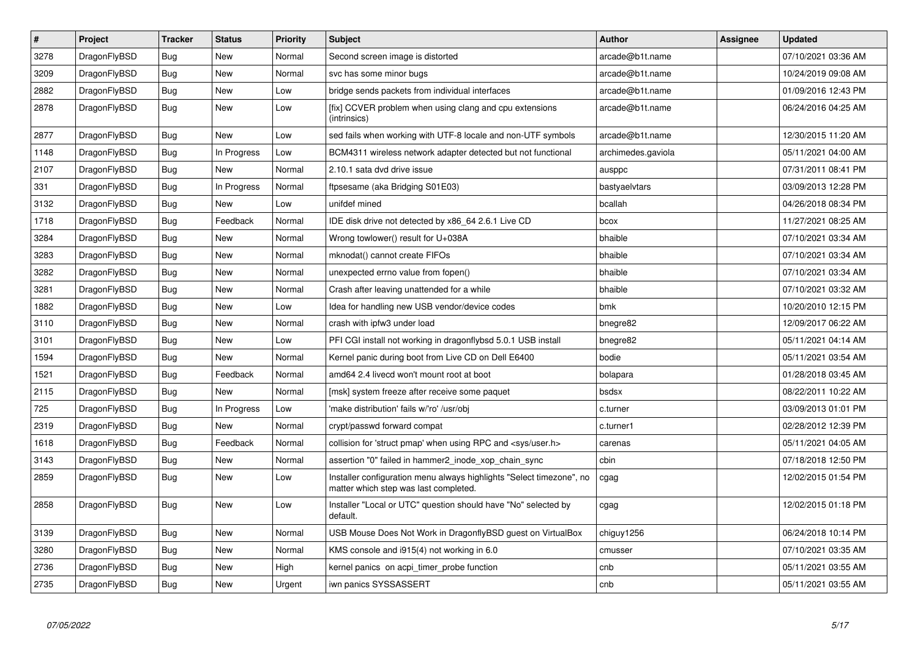| # | Project | Tracker | Status | Priority | Subject | Author | Assignee | Updated |
|---|---|---|---|---|---|---|---|---|
| 3278 | DragonFlyBSD | Bug | New | Normal | Second screen image is distorted | arcade@b1t.name | | 07/10/2021 03:36 AM |
| 3209 | DragonFlyBSD | Bug | New | Normal | svc has some minor bugs | arcade@b1t.name | | 10/24/2019 09:08 AM |
| 2882 | DragonFlyBSD | Bug | New | Low | bridge sends packets from individual interfaces | arcade@b1t.name | | 01/09/2016 12:43 PM |
| 2878 | DragonFlyBSD | Bug | New | Low | [fix] CCVER problem when using clang and cpu extensions (intrinsics) | arcade@b1t.name | | 06/24/2016 04:25 AM |
| 2877 | DragonFlyBSD | Bug | New | Low | sed fails when working with UTF-8 locale and non-UTF symbols | arcade@b1t.name | | 12/30/2015 11:20 AM |
| 1148 | DragonFlyBSD | Bug | In Progress | Low | BCM4311 wireless network adapter detected but not functional | archimedes.gaviola | | 05/11/2021 04:00 AM |
| 2107 | DragonFlyBSD | Bug | New | Normal | 2.10.1 sata dvd drive issue | ausppc | | 07/31/2011 08:41 PM |
| 331 | DragonFlyBSD | Bug | In Progress | Normal | ftpsesame (aka Bridging S01E03) | bastyaelvtars | | 03/09/2013 12:28 PM |
| 3132 | DragonFlyBSD | Bug | New | Low | unifdef mined | bcallah | | 04/26/2018 08:34 PM |
| 1718 | DragonFlyBSD | Bug | Feedback | Normal | IDE disk drive not detected by x86_64 2.6.1 Live CD | bcox | | 11/27/2021 08:25 AM |
| 3284 | DragonFlyBSD | Bug | New | Normal | Wrong towlower() result for U+038A | bhaible | | 07/10/2021 03:34 AM |
| 3283 | DragonFlyBSD | Bug | New | Normal | mknodat() cannot create FIFOs | bhaible | | 07/10/2021 03:34 AM |
| 3282 | DragonFlyBSD | Bug | New | Normal | unexpected errno value from fopen() | bhaible | | 07/10/2021 03:34 AM |
| 3281 | DragonFlyBSD | Bug | New | Normal | Crash after leaving unattended for a while | bhaible | | 07/10/2021 03:32 AM |
| 1882 | DragonFlyBSD | Bug | New | Low | Idea for handling new USB vendor/device codes | bmk | | 10/20/2010 12:15 PM |
| 3110 | DragonFlyBSD | Bug | New | Normal | crash with ipfw3 under load | bnegre82 | | 12/09/2017 06:22 AM |
| 3101 | DragonFlyBSD | Bug | New | Low | PFI CGI install not working in dragonflybsd 5.0.1 USB install | bnegre82 | | 05/11/2021 04:14 AM |
| 1594 | DragonFlyBSD | Bug | New | Normal | Kernel panic during boot from Live CD on Dell E6400 | bodie | | 05/11/2021 03:54 AM |
| 1521 | DragonFlyBSD | Bug | Feedback | Normal | amd64 2.4 livecd won't mount root at boot | bolapara | | 01/28/2018 03:45 AM |
| 2115 | DragonFlyBSD | Bug | New | Normal | [msk] system freeze after receive some paquet | bsdsx | | 08/22/2011 10:22 AM |
| 725 | DragonFlyBSD | Bug | In Progress | Low | 'make distribution' fails w/'ro' /usr/obj | c.turner | | 03/09/2013 01:01 PM |
| 2319 | DragonFlyBSD | Bug | New | Normal | crypt/passwd forward compat | c.turner1 | | 02/28/2012 12:39 PM |
| 1618 | DragonFlyBSD | Bug | Feedback | Normal | collision for 'struct pmap' when using RPC and <sys/user.h> | carenas | | 05/11/2021 04:05 AM |
| 3143 | DragonFlyBSD | Bug | New | Normal | assertion "0" failed in hammer2_inode_xop_chain_sync | cbin | | 07/18/2018 12:50 PM |
| 2859 | DragonFlyBSD | Bug | New | Low | Installer configuration menu always highlights "Select timezone", no matter which step was last completed. | cgag | | 12/02/2015 01:54 PM |
| 2858 | DragonFlyBSD | Bug | New | Low | Installer "Local or UTC" question should have "No" selected by default. | cgag | | 12/02/2015 01:18 PM |
| 3139 | DragonFlyBSD | Bug | New | Normal | USB Mouse Does Not Work in DragonflyBSD guest on VirtualBox | chiguy1256 | | 06/24/2018 10:14 PM |
| 3280 | DragonFlyBSD | Bug | New | Normal | KMS console and i915(4) not working in 6.0 | cmusser | | 07/10/2021 03:35 AM |
| 2736 | DragonFlyBSD | Bug | New | High | kernel panics on acpi_timer_probe function | cnb | | 05/11/2021 03:55 AM |
| 2735 | DragonFlyBSD | Bug | New | Urgent | iwn panics SYSSASSERT | cnb | | 05/11/2021 03:55 AM |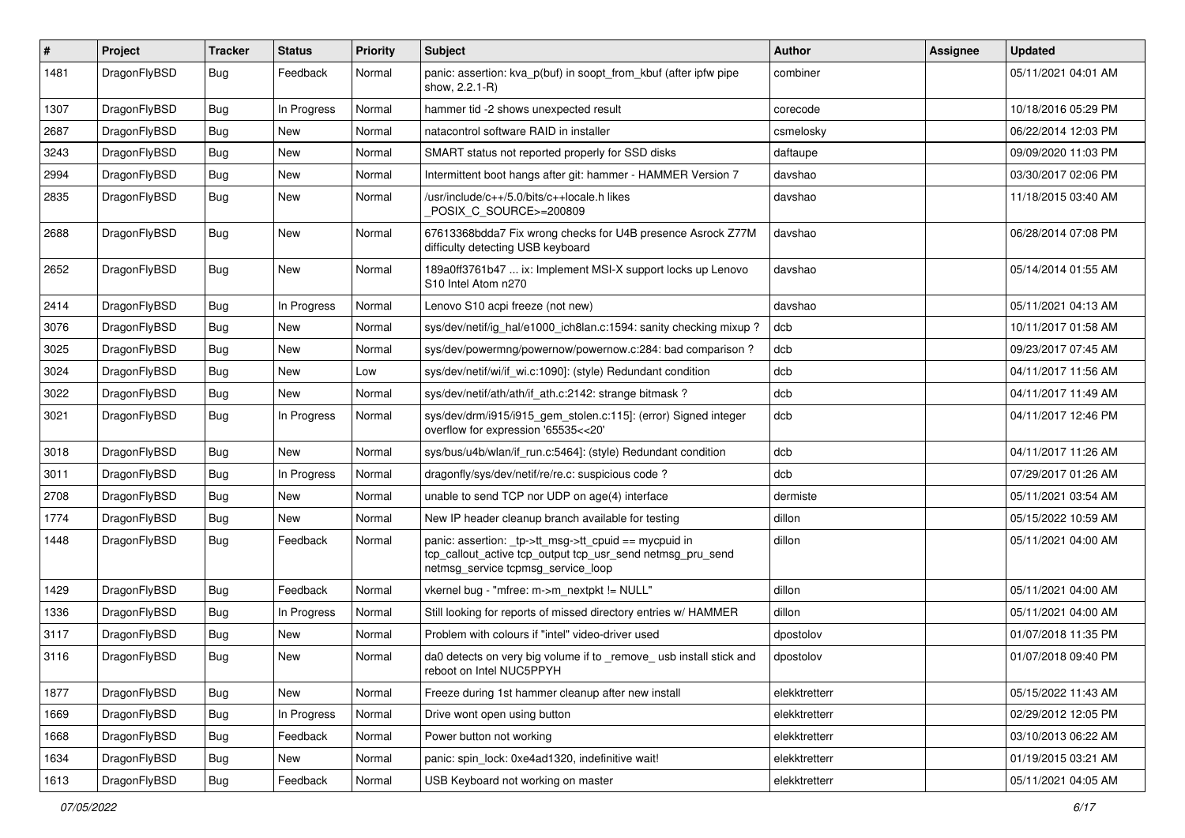| # | Project | Tracker | Status | Priority | Subject | Author | Assignee | Updated |
|---|---|---|---|---|---|---|---|---|
| 1481 | DragonFlyBSD | Bug | Feedback | Normal | panic: assertion: kva_p(buf) in soopt_from_kbuf (after ipfw pipe show, 2.2.1-R) | combiner | | 05/11/2021 04:01 AM |
| 1307 | DragonFlyBSD | Bug | In Progress | Normal | hammer tid -2 shows unexpected result | corecode | | 10/18/2016 05:29 PM |
| 2687 | DragonFlyBSD | Bug | New | Normal | natacontrol software RAID in installer | csmelosky | | 06/22/2014 12:03 PM |
| 3243 | DragonFlyBSD | Bug | New | Normal | SMART status not reported properly for SSD disks | daftaupe | | 09/09/2020 11:03 PM |
| 2994 | DragonFlyBSD | Bug | New | Normal | Intermittent boot hangs after git: hammer - HAMMER Version 7 | davshao | | 03/30/2017 02:06 PM |
| 2835 | DragonFlyBSD | Bug | New | Normal | /usr/include/c++/5.0/bits/c++locale.h likes _POSIX_C_SOURCE>=200809 | davshao | | 11/18/2015 03:40 AM |
| 2688 | DragonFlyBSD | Bug | New | Normal | 67613368bdda7 Fix wrong checks for U4B presence Asrock Z77M difficulty detecting USB keyboard | davshao | | 06/28/2014 07:08 PM |
| 2652 | DragonFlyBSD | Bug | New | Normal | 189a0ff3761b47 ... ix: Implement MSI-X support locks up Lenovo S10 Intel Atom n270 | davshao | | 05/14/2014 01:55 AM |
| 2414 | DragonFlyBSD | Bug | In Progress | Normal | Lenovo S10 acpi freeze (not new) | davshao | | 05/11/2021 04:13 AM |
| 3076 | DragonFlyBSD | Bug | New | Normal | sys/dev/netif/ig_hal/e1000_ich8lan.c:1594: sanity checking mixup ? | dcb | | 10/11/2017 01:58 AM |
| 3025 | DragonFlyBSD | Bug | New | Normal | sys/dev/powermng/powernow/powernow.c:284: bad comparison ? | dcb | | 09/23/2017 07:45 AM |
| 3024 | DragonFlyBSD | Bug | New | Low | sys/dev/netif/wi/if_wi.c:1090]: (style) Redundant condition | dcb | | 04/11/2017 11:56 AM |
| 3022 | DragonFlyBSD | Bug | New | Normal | sys/dev/netif/ath/ath/if_ath.c:2142: strange bitmask ? | dcb | | 04/11/2017 11:49 AM |
| 3021 | DragonFlyBSD | Bug | In Progress | Normal | sys/dev/drm/i915/i915_gem_stolen.c:115]: (error) Signed integer overflow for expression '65535<<20' | dcb | | 04/11/2017 12:46 PM |
| 3018 | DragonFlyBSD | Bug | New | Normal | sys/bus/u4b/wlan/if_run.c:5464]: (style) Redundant condition | dcb | | 04/11/2017 11:26 AM |
| 3011 | DragonFlyBSD | Bug | In Progress | Normal | dragonfly/sys/dev/netif/re/re.c: suspicious code ? | dcb | | 07/29/2017 01:26 AM |
| 2708 | DragonFlyBSD | Bug | New | Normal | unable to send TCP nor UDP on age(4) interface | dermiste | | 05/11/2021 03:54 AM |
| 1774 | DragonFlyBSD | Bug | New | Normal | New IP header cleanup branch available for testing | dillon | | 05/15/2022 10:59 AM |
| 1448 | DragonFlyBSD | Bug | Feedback | Normal | panic: assertion: _tp->tt_msg->tt_cpuid == mycpuid in tcp_callout_active tcp_output tcp_usr_send netmsg_pru_send netmsg_service tcpmsg_service_loop | dillon | | 05/11/2021 04:00 AM |
| 1429 | DragonFlyBSD | Bug | Feedback | Normal | vkernel bug - "mfree: m->m_nextpkt != NULL" | dillon | | 05/11/2021 04:00 AM |
| 1336 | DragonFlyBSD | Bug | In Progress | Normal | Still looking for reports of missed directory entries w/ HAMMER | dillon | | 05/11/2021 04:00 AM |
| 3117 | DragonFlyBSD | Bug | New | Normal | Problem with colours if "intel" video-driver used | dpostolov | | 01/07/2018 11:35 PM |
| 3116 | DragonFlyBSD | Bug | New | Normal | da0 detects on very big volume if to _remove_ usb install stick and reboot on Intel NUC5PPYH | dpostolov | | 01/07/2018 09:40 PM |
| 1877 | DragonFlyBSD | Bug | New | Normal | Freeze during 1st hammer cleanup after new install | elekktretterr | | 05/15/2022 11:43 AM |
| 1669 | DragonFlyBSD | Bug | In Progress | Normal | Drive wont open using button | elekktretterr | | 02/29/2012 12:05 PM |
| 1668 | DragonFlyBSD | Bug | Feedback | Normal | Power button not working | elekktretterr | | 03/10/2013 06:22 AM |
| 1634 | DragonFlyBSD | Bug | New | Normal | panic: spin_lock: 0xe4ad1320, indefinitive wait! | elekktretterr | | 01/19/2015 03:21 AM |
| 1613 | DragonFlyBSD | Bug | Feedback | Normal | USB Keyboard not working on master | elekktretterr | | 05/11/2021 04:05 AM |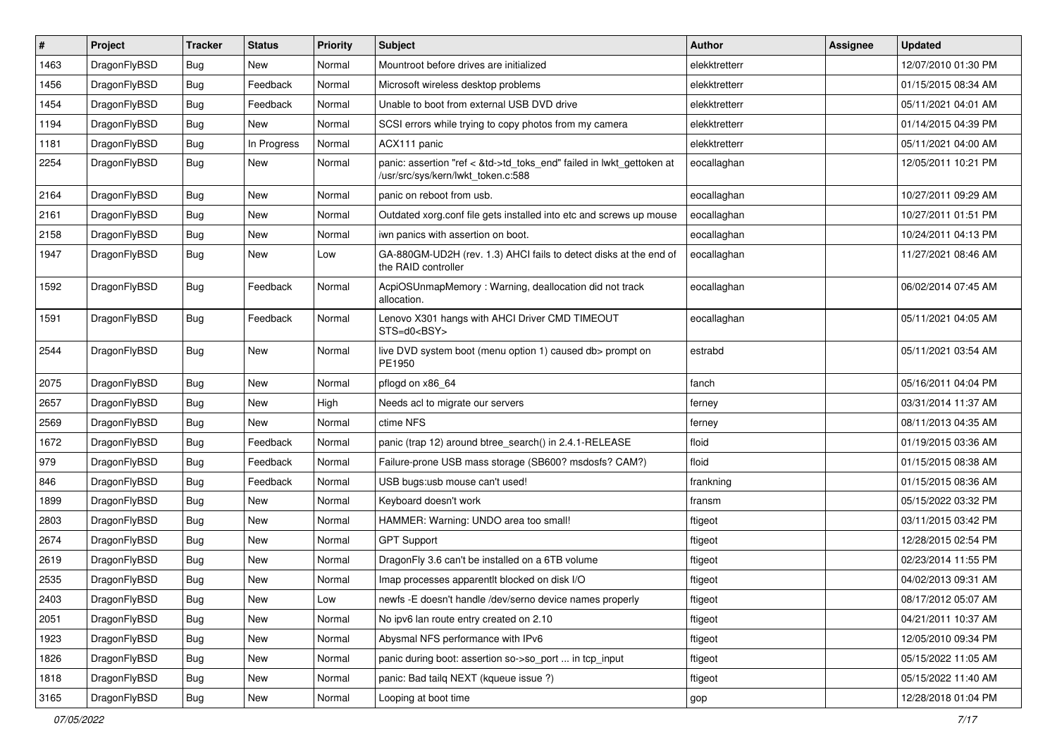| # | Project | Tracker | Status | Priority | Subject | Author | Assignee | Updated |
|---|---|---|---|---|---|---|---|---|
| 1463 | DragonFlyBSD | Bug | New | Normal | Mountroot before drives are initialized | elekktretterr | | 12/07/2010 01:30 PM |
| 1456 | DragonFlyBSD | Bug | Feedback | Normal | Microsoft wireless desktop problems | elekktretterr | | 01/15/2015 08:34 AM |
| 1454 | DragonFlyBSD | Bug | Feedback | Normal | Unable to boot from external USB DVD drive | elekktretterr | | 05/11/2021 04:01 AM |
| 1194 | DragonFlyBSD | Bug | New | Normal | SCSI errors while trying to copy photos from my camera | elekktretterr | | 01/14/2015 04:39 PM |
| 1181 | DragonFlyBSD | Bug | In Progress | Normal | ACX111 panic | elekktretterr | | 05/11/2021 04:00 AM |
| 2254 | DragonFlyBSD | Bug | New | Normal | panic: assertion "ref < &td->td_toks_end" failed in lwkt_gettoken at /usr/src/sys/kern/lwkt_token.c:588 | eocallaghan | | 12/05/2011 10:21 PM |
| 2164 | DragonFlyBSD | Bug | New | Normal | panic on reboot from usb. | eocallaghan | | 10/27/2011 09:29 AM |
| 2161 | DragonFlyBSD | Bug | New | Normal | Outdated xorg.conf file gets installed into etc and screws up mouse | eocallaghan | | 10/27/2011 01:51 PM |
| 2158 | DragonFlyBSD | Bug | New | Normal | iwn panics with assertion on boot. | eocallaghan | | 10/24/2011 04:13 PM |
| 1947 | DragonFlyBSD | Bug | New | Low | GA-880GM-UD2H (rev. 1.3) AHCI fails to detect disks at the end of the RAID controller | eocallaghan | | 11/27/2021 08:46 AM |
| 1592 | DragonFlyBSD | Bug | Feedback | Normal | AcpiOSUnmapMemory : Warning, deallocation did not track allocation. | eocallaghan | | 06/02/2014 07:45 AM |
| 1591 | DragonFlyBSD | Bug | Feedback | Normal | Lenovo X301 hangs with AHCI Driver CMD TIMEOUT STS=d0<BSY> | eocallaghan | | 05/11/2021 04:05 AM |
| 2544 | DragonFlyBSD | Bug | New | Normal | live DVD system boot (menu option 1) caused db> prompt on PE1950 | estrabd | | 05/11/2021 03:54 AM |
| 2075 | DragonFlyBSD | Bug | New | Normal | pflogd on x86_64 | fanch | | 05/16/2011 04:04 PM |
| 2657 | DragonFlyBSD | Bug | New | High | Needs acl to migrate our servers | ferney | | 03/31/2014 11:37 AM |
| 2569 | DragonFlyBSD | Bug | New | Normal | ctime NFS | ferney | | 08/11/2013 04:35 AM |
| 1672 | DragonFlyBSD | Bug | Feedback | Normal | panic (trap 12) around btree_search() in 2.4.1-RELEASE | floid | | 01/19/2015 03:36 AM |
| 979 | DragonFlyBSD | Bug | Feedback | Normal | Failure-prone USB mass storage (SB600? msdosfs? CAM?) | floid | | 01/15/2015 08:38 AM |
| 846 | DragonFlyBSD | Bug | Feedback | Normal | USB bugs:usb mouse can't used! | frankning | | 01/15/2015 08:36 AM |
| 1899 | DragonFlyBSD | Bug | New | Normal | Keyboard doesn't work | fransm | | 05/15/2022 03:32 PM |
| 2803 | DragonFlyBSD | Bug | New | Normal | HAMMER: Warning: UNDO area too small! | ftigeot | | 03/11/2015 03:42 PM |
| 2674 | DragonFlyBSD | Bug | New | Normal | GPT Support | ftigeot | | 12/28/2015 02:54 PM |
| 2619 | DragonFlyBSD | Bug | New | Normal | DragonFly 3.6 can't be installed on a 6TB volume | ftigeot | | 02/23/2014 11:55 PM |
| 2535 | DragonFlyBSD | Bug | New | Normal | Imap processes apparentlt blocked on disk I/O | ftigeot | | 04/02/2013 09:31 AM |
| 2403 | DragonFlyBSD | Bug | New | Low | newfs -E doesn't handle /dev/serno device names properly | ftigeot | | 08/17/2012 05:07 AM |
| 2051 | DragonFlyBSD | Bug | New | Normal | No ipv6 lan route entry created on 2.10 | ftigeot | | 04/21/2011 10:37 AM |
| 1923 | DragonFlyBSD | Bug | New | Normal | Abysmal NFS performance with IPv6 | ftigeot | | 12/05/2010 09:34 PM |
| 1826 | DragonFlyBSD | Bug | New | Normal | panic during boot: assertion so->so_port ... in tcp_input | ftigeot | | 05/15/2022 11:05 AM |
| 1818 | DragonFlyBSD | Bug | New | Normal | panic: Bad tailq NEXT (kqueue issue ?) | ftigeot | | 05/15/2022 11:40 AM |
| 3165 | DragonFlyBSD | Bug | New | Normal | Looping at boot time | gop | | 12/28/2018 01:04 PM |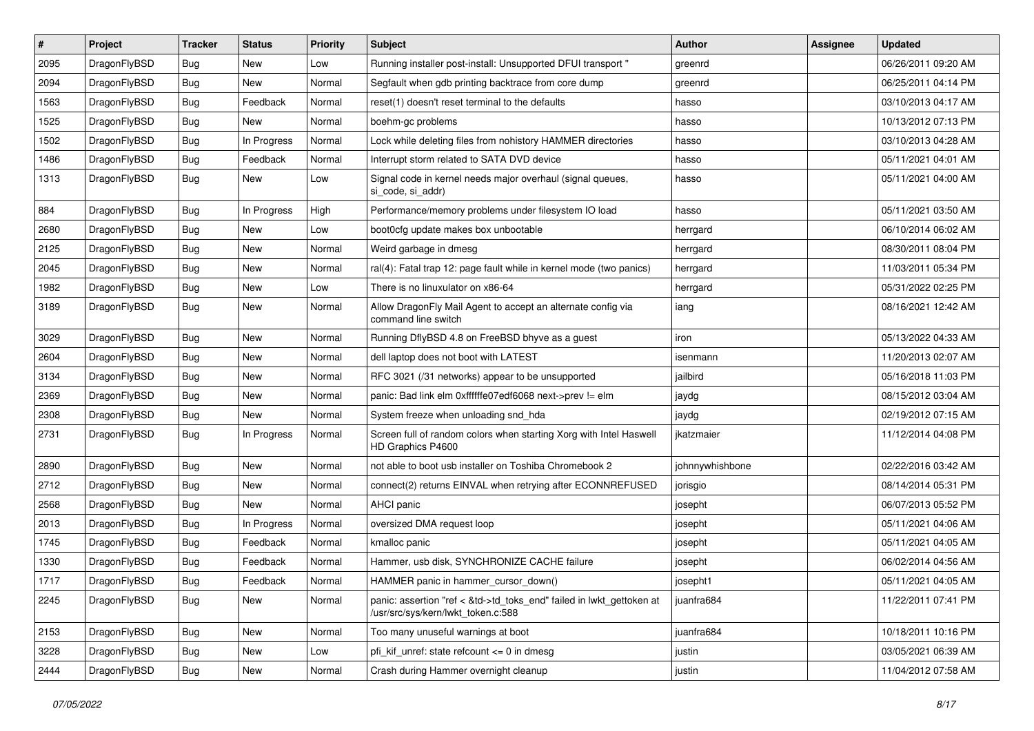| # | Project | Tracker | Status | Priority | Subject | Author | Assignee | Updated |
|---|---|---|---|---|---|---|---|---|
| 2095 | DragonFlyBSD | Bug | New | Low | Running installer post-install: Unsupported DFUI transport " | greenrd | | 06/26/2011 09:20 AM |
| 2094 | DragonFlyBSD | Bug | New | Normal | Segfault when gdb printing backtrace from core dump | greenrd | | 06/25/2011 04:14 PM |
| 1563 | DragonFlyBSD | Bug | Feedback | Normal | reset(1) doesn't reset terminal to the defaults | hasso | | 03/10/2013 04:17 AM |
| 1525 | DragonFlyBSD | Bug | New | Normal | boehm-gc problems | hasso | | 10/13/2012 07:13 PM |
| 1502 | DragonFlyBSD | Bug | In Progress | Normal | Lock while deleting files from nohistory HAMMER directories | hasso | | 03/10/2013 04:28 AM |
| 1486 | DragonFlyBSD | Bug | Feedback | Normal | Interrupt storm related to SATA DVD device | hasso | | 05/11/2021 04:01 AM |
| 1313 | DragonFlyBSD | Bug | New | Low | Signal code in kernel needs major overhaul (signal queues, si_code, si_addr) | hasso | | 05/11/2021 04:00 AM |
| 884 | DragonFlyBSD | Bug | In Progress | High | Performance/memory problems under filesystem IO load | hasso | | 05/11/2021 03:50 AM |
| 2680 | DragonFlyBSD | Bug | New | Low | boot0cfg update makes box unbootable | herrgard | | 06/10/2014 06:02 AM |
| 2125 | DragonFlyBSD | Bug | New | Normal | Weird garbage in dmesg | herrgard | | 08/30/2011 08:04 PM |
| 2045 | DragonFlyBSD | Bug | New | Normal | ral(4): Fatal trap 12: page fault while in kernel mode (two panics) | herrgard | | 11/03/2011 05:34 PM |
| 1982 | DragonFlyBSD | Bug | New | Low | There is no linuxulator on x86-64 | herrgard | | 05/31/2022 02:25 PM |
| 3189 | DragonFlyBSD | Bug | New | Normal | Allow DragonFly Mail Agent to accept an alternate config via command line switch | iang | | 08/16/2021 12:42 AM |
| 3029 | DragonFlyBSD | Bug | New | Normal | Running DflyBSD 4.8 on FreeBSD bhyve as a guest | iron | | 05/13/2022 04:33 AM |
| 2604 | DragonFlyBSD | Bug | New | Normal | dell laptop does not boot with LATEST | isenmann | | 11/20/2013 02:07 AM |
| 3134 | DragonFlyBSD | Bug | New | Normal | RFC 3021 (/31 networks) appear to be unsupported | jailbird | | 05/16/2018 11:03 PM |
| 2369 | DragonFlyBSD | Bug | New | Normal | panic: Bad link elm 0xffffffe07edf6068 next->prev != elm | jaydg | | 08/15/2012 03:04 AM |
| 2308 | DragonFlyBSD | Bug | New | Normal | System freeze when unloading snd_hda | jaydg | | 02/19/2012 07:15 AM |
| 2731 | DragonFlyBSD | Bug | In Progress | Normal | Screen full of random colors when starting Xorg with Intel Haswell HD Graphics P4600 | jkatzmaier | | 11/12/2014 04:08 PM |
| 2890 | DragonFlyBSD | Bug | New | Normal | not able to boot usb installer on Toshiba Chromebook 2 | johnnywhishbone | | 02/22/2016 03:42 AM |
| 2712 | DragonFlyBSD | Bug | New | Normal | connect(2) returns EINVAL when retrying after ECONNREFUSED | jorisgio | | 08/14/2014 05:31 PM |
| 2568 | DragonFlyBSD | Bug | New | Normal | AHCI panic | josepht | | 06/07/2013 05:52 PM |
| 2013 | DragonFlyBSD | Bug | In Progress | Normal | oversized DMA request loop | josepht | | 05/11/2021 04:06 AM |
| 1745 | DragonFlyBSD | Bug | Feedback | Normal | kmalloc panic | josepht | | 05/11/2021 04:05 AM |
| 1330 | DragonFlyBSD | Bug | Feedback | Normal | Hammer, usb disk, SYNCHRONIZE CACHE failure | josepht | | 06/02/2014 04:56 AM |
| 1717 | DragonFlyBSD | Bug | Feedback | Normal | HAMMER panic in hammer_cursor_down() | josepht1 | | 05/11/2021 04:05 AM |
| 2245 | DragonFlyBSD | Bug | New | Normal | panic: assertion "ref < &td->td_toks_end" failed in lwkt_gettoken at /usr/src/sys/kern/lwkt_token.c:588 | juanfra684 | | 11/22/2011 07:41 PM |
| 2153 | DragonFlyBSD | Bug | New | Normal | Too many unuseful warnings at boot | juanfra684 | | 10/18/2011 10:16 PM |
| 3228 | DragonFlyBSD | Bug | New | Low | pfi_kif_unref: state refcount <= 0 in dmesg | justin | | 03/05/2021 06:39 AM |
| 2444 | DragonFlyBSD | Bug | New | Normal | Crash during Hammer overnight cleanup | justin | | 11/04/2012 07:58 AM |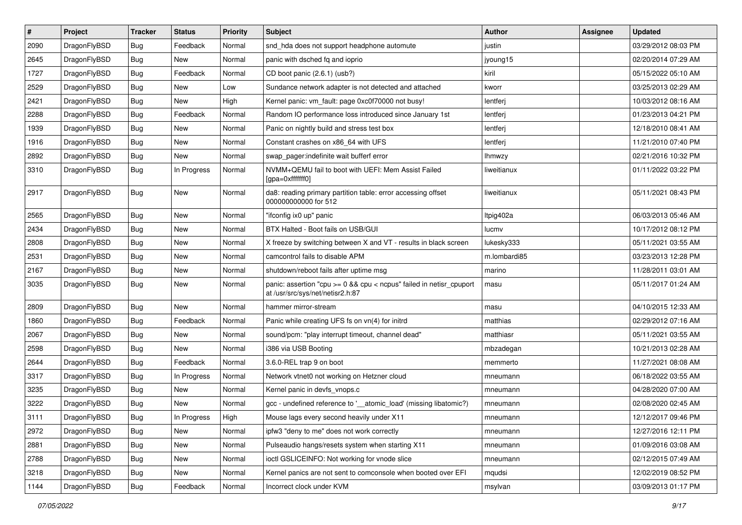| # | Project | Tracker | Status | Priority | Subject | Author | Assignee | Updated |
|---|---|---|---|---|---|---|---|---|
| 2090 | DragonFlyBSD | Bug | Feedback | Normal | snd_hda does not support headphone automute | justin | | 03/29/2012 08:03 PM |
| 2645 | DragonFlyBSD | Bug | New | Normal | panic with dsched fq and ioprio | jyoung15 | | 02/20/2014 07:29 AM |
| 1727 | DragonFlyBSD | Bug | Feedback | Normal | CD boot panic (2.6.1) (usb?) | kiril | | 05/15/2022 05:10 AM |
| 2529 | DragonFlyBSD | Bug | New | Low | Sundance network adapter is not detected and attached | kworr | | 03/25/2013 02:29 AM |
| 2421 | DragonFlyBSD | Bug | New | High | Kernel panic: vm_fault: page 0xc0f70000 not busy! | lentferj | | 10/03/2012 08:16 AM |
| 2288 | DragonFlyBSD | Bug | Feedback | Normal | Random IO performance loss introduced since January 1st | lentferj | | 01/23/2013 04:21 PM |
| 1939 | DragonFlyBSD | Bug | New | Normal | Panic on nightly build and stress test box | lentferj | | 12/18/2010 08:41 AM |
| 1916 | DragonFlyBSD | Bug | New | Normal | Constant crashes on x86_64 with UFS | lentferj | | 11/21/2010 07:40 PM |
| 2892 | DragonFlyBSD | Bug | New | Normal | swap_pager:indefinite wait bufferf error | lhmwzy | | 02/21/2016 10:32 PM |
| 3310 | DragonFlyBSD | Bug | In Progress | Normal | NVMM+QEMU fail to boot with UEFI: Mem Assist Failed [gpa=0xfffffff0] | liweitianux | | 01/11/2022 03:22 PM |
| 2917 | DragonFlyBSD | Bug | New | Normal | da8: reading primary partition table: error accessing offset 000000000000 for 512 | liweitianux | | 05/11/2021 08:43 PM |
| 2565 | DragonFlyBSD | Bug | New | Normal | "ifconfig ix0 up" panic | ltpig402a | | 06/03/2013 05:46 AM |
| 2434 | DragonFlyBSD | Bug | New | Normal | BTX Halted - Boot fails on USB/GUI | lucmv | | 10/17/2012 08:12 PM |
| 2808 | DragonFlyBSD | Bug | New | Normal | X freeze by switching between X and VT - results in black screen | lukesky333 | | 05/11/2021 03:55 AM |
| 2531 | DragonFlyBSD | Bug | New | Normal | camcontrol fails to disable APM | m.lombardi85 | | 03/23/2013 12:28 PM |
| 2167 | DragonFlyBSD | Bug | New | Normal | shutdown/reboot fails after uptime msg | marino | | 11/28/2011 03:01 AM |
| 3035 | DragonFlyBSD | Bug | New | Normal | panic: assertion "cpu >= 0 && cpu < ncpus" failed in netisr_cpuport at /usr/src/sys/net/netisr2.h:87 | masu | | 05/11/2017 01:24 AM |
| 2809 | DragonFlyBSD | Bug | New | Normal | hammer mirror-stream | masu | | 04/10/2015 12:33 AM |
| 1860 | DragonFlyBSD | Bug | Feedback | Normal | Panic while creating UFS fs on vn(4) for initrd | matthias | | 02/29/2012 07:16 AM |
| 2067 | DragonFlyBSD | Bug | New | Normal | sound/pcm: "play interrupt timeout, channel dead" | matthiasr | | 05/11/2021 03:55 AM |
| 2598 | DragonFlyBSD | Bug | New | Normal | i386 via USB Booting | mbzadegan | | 10/21/2013 02:28 AM |
| 2644 | DragonFlyBSD | Bug | Feedback | Normal | 3.6.0-REL trap 9 on boot | memmerto | | 11/27/2021 08:08 AM |
| 3317 | DragonFlyBSD | Bug | In Progress | Normal | Network vtnet0 not working on Hetzner cloud | mneumann | | 06/18/2022 03:55 AM |
| 3235 | DragonFlyBSD | Bug | New | Normal | Kernel panic in devfs_vnops.c | mneumann | | 04/28/2020 07:00 AM |
| 3222 | DragonFlyBSD | Bug | New | Normal | gcc - undefined reference to '__atomic_load' (missing libatomic?) | mneumann | | 02/08/2020 02:45 AM |
| 3111 | DragonFlyBSD | Bug | In Progress | High | Mouse lags every second heavily under X11 | mneumann | | 12/12/2017 09:46 PM |
| 2972 | DragonFlyBSD | Bug | New | Normal | ipfw3 "deny to me" does not work correctly | mneumann | | 12/27/2016 12:11 PM |
| 2881 | DragonFlyBSD | Bug | New | Normal | Pulseaudio hangs/resets system when starting X11 | mneumann | | 01/09/2016 03:08 AM |
| 2788 | DragonFlyBSD | Bug | New | Normal | ioctl GSLICEINFO: Not working for vnode slice | mneumann | | 02/12/2015 07:49 AM |
| 3218 | DragonFlyBSD | Bug | New | Normal | Kernel panics are not sent to comconsole when booted over EFI | mqudsi | | 12/02/2019 08:52 PM |
| 1144 | DragonFlyBSD | Bug | Feedback | Normal | Incorrect clock under KVM | msylvan | | 03/09/2013 01:17 PM |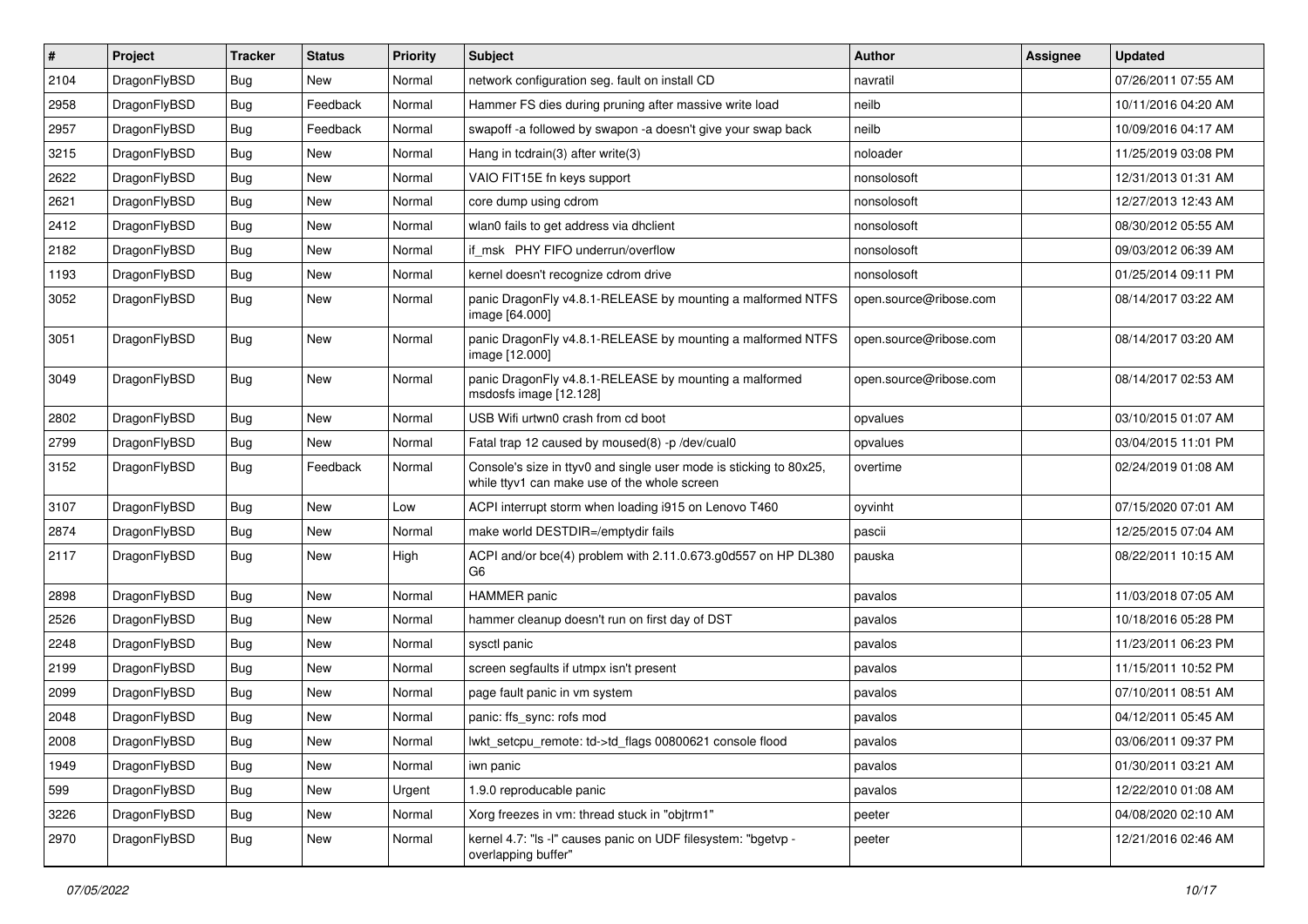| # | Project | Tracker | Status | Priority | Subject | Author | Assignee | Updated |
|---|---|---|---|---|---|---|---|---|
| 2104 | DragonFlyBSD | Bug | New | Normal | network configuration seg. fault on install CD | navratil | | 07/26/2011 07:55 AM |
| 2958 | DragonFlyBSD | Bug | Feedback | Normal | Hammer FS dies during pruning after massive write load | neilb | | 10/11/2016 04:20 AM |
| 2957 | DragonFlyBSD | Bug | Feedback | Normal | swapoff -a followed by swapon -a doesn't give your swap back | neilb | | 10/09/2016 04:17 AM |
| 3215 | DragonFlyBSD | Bug | New | Normal | Hang in tcdrain(3) after write(3) | noloader | | 11/25/2019 03:08 PM |
| 2622 | DragonFlyBSD | Bug | New | Normal | VAIO FIT15E fn keys support | nonsolosoft | | 12/31/2013 01:31 AM |
| 2621 | DragonFlyBSD | Bug | New | Normal | core dump using cdrom | nonsolosoft | | 12/27/2013 12:43 AM |
| 2412 | DragonFlyBSD | Bug | New | Normal | wlan0 fails to get address via dhclient | nonsolosoft | | 08/30/2012 05:55 AM |
| 2182 | DragonFlyBSD | Bug | New | Normal | if_msk PHY FIFO underrun/overflow | nonsolosoft | | 09/03/2012 06:39 AM |
| 1193 | DragonFlyBSD | Bug | New | Normal | kernel doesn't recognize cdrom drive | nonsolosoft | | 01/25/2014 09:11 PM |
| 3052 | DragonFlyBSD | Bug | New | Normal | panic DragonFly v4.8.1-RELEASE by mounting a malformed NTFS image [64.000] | open.source@ribose.com | | 08/14/2017 03:22 AM |
| 3051 | DragonFlyBSD | Bug | New | Normal | panic DragonFly v4.8.1-RELEASE by mounting a malformed NTFS image [12.000] | open.source@ribose.com | | 08/14/2017 03:20 AM |
| 3049 | DragonFlyBSD | Bug | New | Normal | panic DragonFly v4.8.1-RELEASE by mounting a malformed msdosfs image [12.128] | open.source@ribose.com | | 08/14/2017 02:53 AM |
| 2802 | DragonFlyBSD | Bug | New | Normal | USB Wifi urtwn0 crash from cd boot | opvalues | | 03/10/2015 01:07 AM |
| 2799 | DragonFlyBSD | Bug | New | Normal | Fatal trap 12 caused by moused(8) -p /dev/cual0 | opvalues | | 03/04/2015 11:01 PM |
| 3152 | DragonFlyBSD | Bug | Feedback | Normal | Console's size in ttyv0 and single user mode is sticking to 80x25, while ttyv1 can make use of the whole screen | overtime | | 02/24/2019 01:08 AM |
| 3107 | DragonFlyBSD | Bug | New | Low | ACPI interrupt storm when loading i915 on Lenovo T460 | oyvinht | | 07/15/2020 07:01 AM |
| 2874 | DragonFlyBSD | Bug | New | Normal | make world DESTDIR=/emptydir fails | pascii | | 12/25/2015 07:04 AM |
| 2117 | DragonFlyBSD | Bug | New | High | ACPI and/or bce(4) problem with 2.11.0.673.g0d557 on HP DL380 G6 | pauska | | 08/22/2011 10:15 AM |
| 2898 | DragonFlyBSD | Bug | New | Normal | HAMMER panic | pavalos | | 11/03/2018 07:05 AM |
| 2526 | DragonFlyBSD | Bug | New | Normal | hammer cleanup doesn't run on first day of DST | pavalos | | 10/18/2016 05:28 PM |
| 2248 | DragonFlyBSD | Bug | New | Normal | sysctl panic | pavalos | | 11/23/2011 06:23 PM |
| 2199 | DragonFlyBSD | Bug | New | Normal | screen segfaults if utmpx isn't present | pavalos | | 11/15/2011 10:52 PM |
| 2099 | DragonFlyBSD | Bug | New | Normal | page fault panic in vm system | pavalos | | 07/10/2011 08:51 AM |
| 2048 | DragonFlyBSD | Bug | New | Normal | panic: ffs_sync: rofs mod | pavalos | | 04/12/2011 05:45 AM |
| 2008 | DragonFlyBSD | Bug | New | Normal | lwkt_setcpu_remote: td->td_flags 00800621 console flood | pavalos | | 03/06/2011 09:37 PM |
| 1949 | DragonFlyBSD | Bug | New | Normal | iwn panic | pavalos | | 01/30/2011 03:21 AM |
| 599 | DragonFlyBSD | Bug | New | Urgent | 1.9.0 reproducable panic | pavalos | | 12/22/2010 01:08 AM |
| 3226 | DragonFlyBSD | Bug | New | Normal | Xorg freezes in vm: thread stuck in "objtrm1" | peeter | | 04/08/2020 02:10 AM |
| 2970 | DragonFlyBSD | Bug | New | Normal | kernel 4.7: "ls -l" causes panic on UDF filesystem: "bgetvp - overlapping buffer" | peeter | | 12/21/2016 02:46 AM |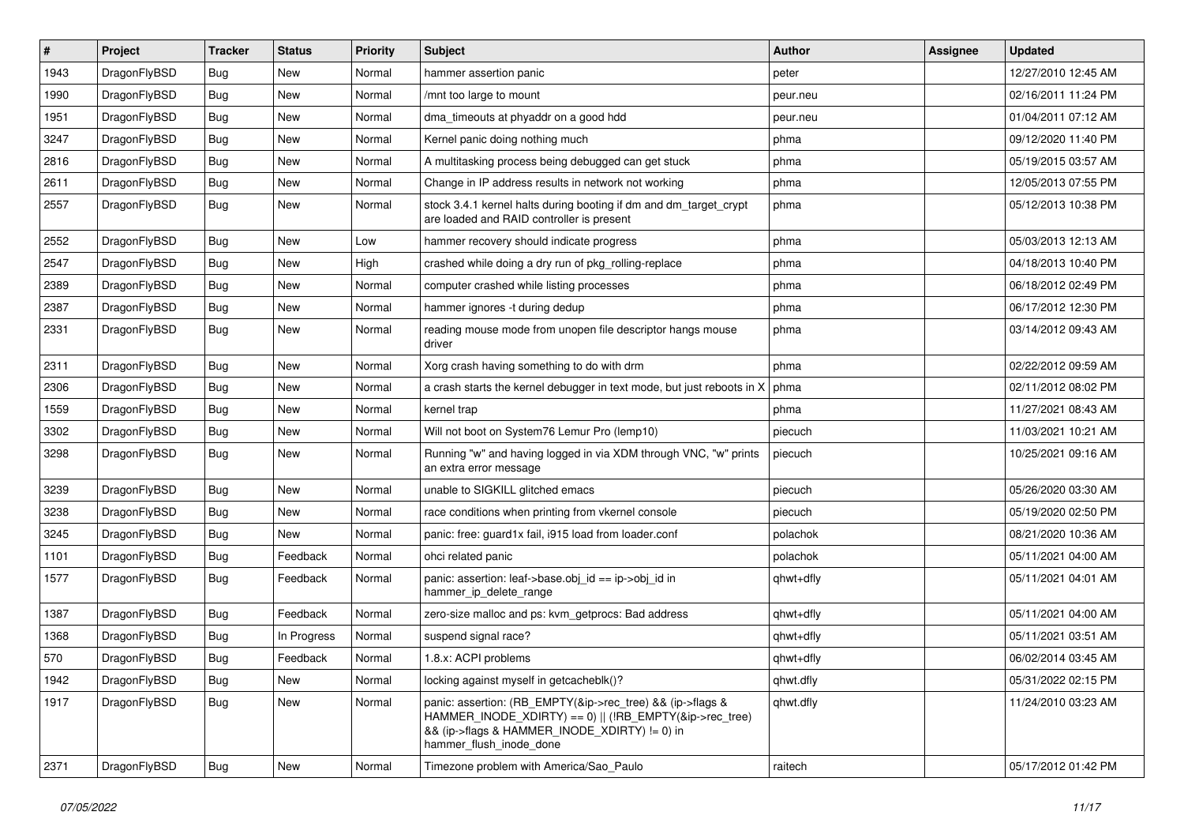| # | Project | Tracker | Status | Priority | Subject | Author | Assignee | Updated |
|---|---|---|---|---|---|---|---|---|
| 1943 | DragonFlyBSD | Bug | New | Normal | hammer assertion panic | peter | | 12/27/2010 12:45 AM |
| 1990 | DragonFlyBSD | Bug | New | Normal | /mnt too large to mount | peur.neu | | 02/16/2011 11:24 PM |
| 1951 | DragonFlyBSD | Bug | New | Normal | dma_timeouts at phyaddr on a good hdd | peur.neu | | 01/04/2011 07:12 AM |
| 3247 | DragonFlyBSD | Bug | New | Normal | Kernel panic doing nothing much | phma | | 09/12/2020 11:40 PM |
| 2816 | DragonFlyBSD | Bug | New | Normal | A multitasking process being debugged can get stuck | phma | | 05/19/2015 03:57 AM |
| 2611 | DragonFlyBSD | Bug | New | Normal | Change in IP address results in network not working | phma | | 12/05/2013 07:55 PM |
| 2557 | DragonFlyBSD | Bug | New | Normal | stock 3.4.1 kernel halts during booting if dm and dm_target_crypt are loaded and RAID controller is present | phma | | 05/12/2013 10:38 PM |
| 2552 | DragonFlyBSD | Bug | New | Low | hammer recovery should indicate progress | phma | | 05/03/2013 12:13 AM |
| 2547 | DragonFlyBSD | Bug | New | High | crashed while doing a dry run of pkg_rolling-replace | phma | | 04/18/2013 10:40 PM |
| 2389 | DragonFlyBSD | Bug | New | Normal | computer crashed while listing processes | phma | | 06/18/2012 02:49 PM |
| 2387 | DragonFlyBSD | Bug | New | Normal | hammer ignores -t during dedup | phma | | 06/17/2012 12:30 PM |
| 2331 | DragonFlyBSD | Bug | New | Normal | reading mouse mode from unopen file descriptor hangs mouse driver | phma | | 03/14/2012 09:43 AM |
| 2311 | DragonFlyBSD | Bug | New | Normal | Xorg crash having something to do with drm | phma | | 02/22/2012 09:59 AM |
| 2306 | DragonFlyBSD | Bug | New | Normal | a crash starts the kernel debugger in text mode, but just reboots in X | phma | | 02/11/2012 08:02 PM |
| 1559 | DragonFlyBSD | Bug | New | Normal | kernel trap | phma | | 11/27/2021 08:43 AM |
| 3302 | DragonFlyBSD | Bug | New | Normal | Will not boot on System76 Lemur Pro (lemp10) | piecuch | | 11/03/2021 10:21 AM |
| 3298 | DragonFlyBSD | Bug | New | Normal | Running "w" and having logged in via XDM through VNC, "w" prints an extra error message | piecuch | | 10/25/2021 09:16 AM |
| 3239 | DragonFlyBSD | Bug | New | Normal | unable to SIGKILL glitched emacs | piecuch | | 05/26/2020 03:30 AM |
| 3238 | DragonFlyBSD | Bug | New | Normal | race conditions when printing from vkernel console | piecuch | | 05/19/2020 02:50 PM |
| 3245 | DragonFlyBSD | Bug | New | Normal | panic: free: guard1x fail, i915 load from loader.conf | polachok | | 08/21/2020 10:36 AM |
| 1101 | DragonFlyBSD | Bug | Feedback | Normal | ohci related panic | polachok | | 05/11/2021 04:00 AM |
| 1577 | DragonFlyBSD | Bug | Feedback | Normal | panic: assertion: leaf->base.obj_id == ip->obj_id in hammer_ip_delete_range | qhwt+dfly | | 05/11/2021 04:01 AM |
| 1387 | DragonFlyBSD | Bug | Feedback | Normal | zero-size malloc and ps: kvm_getprocs: Bad address | qhwt+dfly | | 05/11/2021 04:00 AM |
| 1368 | DragonFlyBSD | Bug | In Progress | Normal | suspend signal race? | qhwt+dfly | | 05/11/2021 03:51 AM |
| 570 | DragonFlyBSD | Bug | Feedback | Normal | 1.8.x: ACPI problems | qhwt+dfly | | 06/02/2014 03:45 AM |
| 1942 | DragonFlyBSD | Bug | New | Normal | locking against myself in getcacheblk()? | qhwt.dfly | | 05/31/2022 02:15 PM |
| 1917 | DragonFlyBSD | Bug | New | Normal | panic: assertion: (RB_EMPTY(&ip->rec_tree) && (ip->flags & HAMMER_INODE_XDIRTY) == 0) \|\| (!RB_EMPTY(&ip->rec_tree) && (ip->flags & HAMMER_INODE_XDIRTY) != 0) in hammer_flush_inode_done | qhwt.dfly | | 11/24/2010 03:23 AM |
| 2371 | DragonFlyBSD | Bug | New | Normal | Timezone problem with America/Sao_Paulo | raitech | | 05/17/2012 01:42 PM |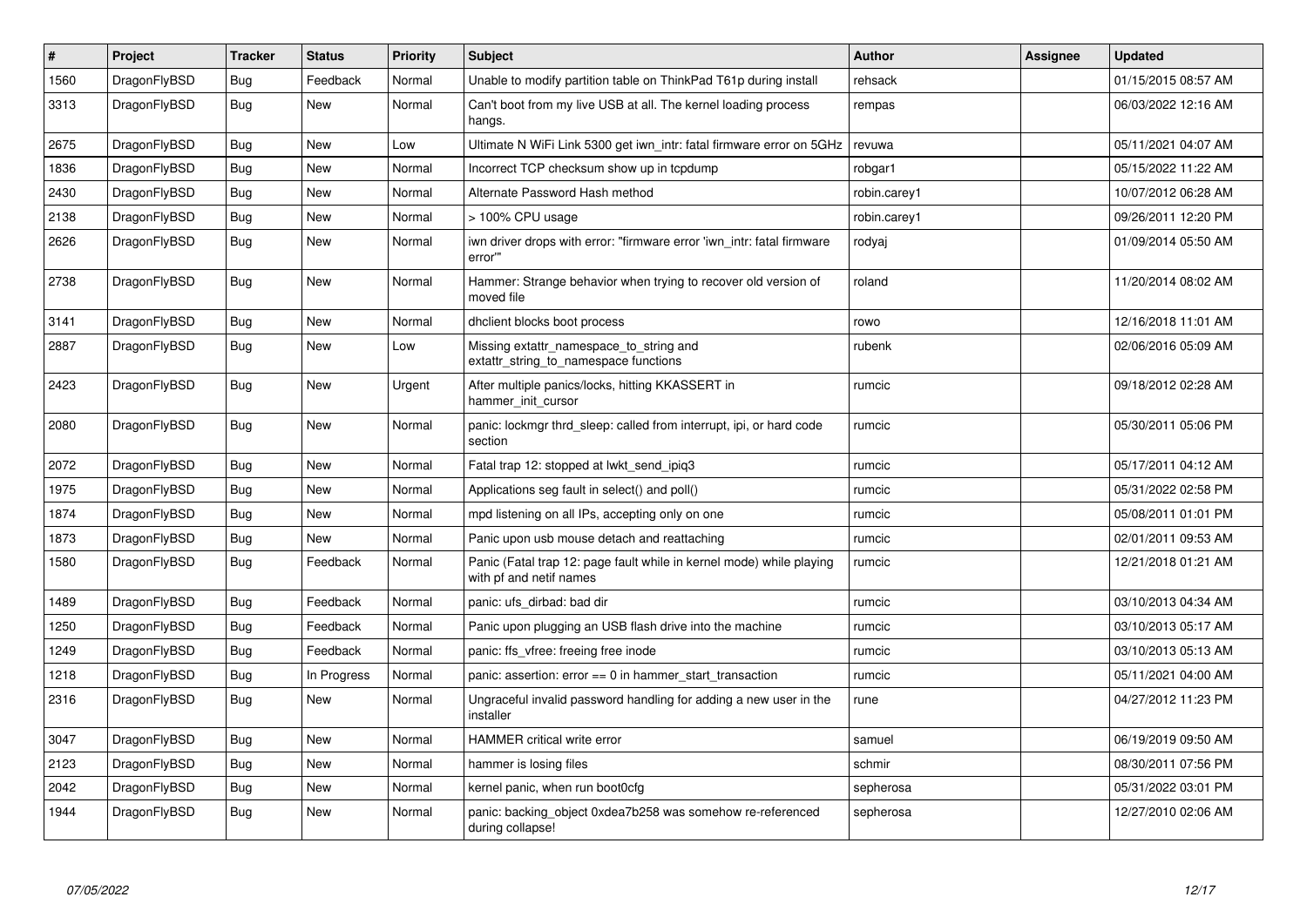| # | Project | Tracker | Status | Priority | Subject | Author | Assignee | Updated |
|---|---|---|---|---|---|---|---|---|
| 1560 | DragonFlyBSD | Bug | Feedback | Normal | Unable to modify partition table on ThinkPad T61p during install | rehsack | | 01/15/2015 08:57 AM |
| 3313 | DragonFlyBSD | Bug | New | Normal | Can't boot from my live USB at all. The kernel loading process hangs. | rempas | | 06/03/2022 12:16 AM |
| 2675 | DragonFlyBSD | Bug | New | Low | Ultimate N WiFi Link 5300 get iwn_intr: fatal firmware error on 5GHz | revuwa | | 05/11/2021 04:07 AM |
| 1836 | DragonFlyBSD | Bug | New | Normal | Incorrect TCP checksum show up in tcpdump | robgar1 | | 05/15/2022 11:22 AM |
| 2430 | DragonFlyBSD | Bug | New | Normal | Alternate Password Hash method | robin.carey1 | | 10/07/2012 06:28 AM |
| 2138 | DragonFlyBSD | Bug | New | Normal | > 100% CPU usage | robin.carey1 | | 09/26/2011 12:20 PM |
| 2626 | DragonFlyBSD | Bug | New | Normal | iwn driver drops with error: "firmware error 'iwn_intr: fatal firmware error'" | rodyaj | | 01/09/2014 05:50 AM |
| 2738 | DragonFlyBSD | Bug | New | Normal | Hammer: Strange behavior when trying to recover old version of moved file | roland | | 11/20/2014 08:02 AM |
| 3141 | DragonFlyBSD | Bug | New | Normal | dhclient blocks boot process | rowo | | 12/16/2018 11:01 AM |
| 2887 | DragonFlyBSD | Bug | New | Low | Missing extattr_namespace_to_string and extattr_string_to_namespace functions | rubenk | | 02/06/2016 05:09 AM |
| 2423 | DragonFlyBSD | Bug | New | Urgent | After multiple panics/locks, hitting KKASSERT in hammer_init_cursor | rumcic | | 09/18/2012 02:28 AM |
| 2080 | DragonFlyBSD | Bug | New | Normal | panic: lockmgr thrd_sleep: called from interrupt, ipi, or hard code section | rumcic | | 05/30/2011 05:06 PM |
| 2072 | DragonFlyBSD | Bug | New | Normal | Fatal trap 12: stopped at lwkt_send_ipiq3 | rumcic | | 05/17/2011 04:12 AM |
| 1975 | DragonFlyBSD | Bug | New | Normal | Applications seg fault in select() and poll() | rumcic | | 05/31/2022 02:58 PM |
| 1874 | DragonFlyBSD | Bug | New | Normal | mpd listening on all IPs, accepting only on one | rumcic | | 05/08/2011 01:01 PM |
| 1873 | DragonFlyBSD | Bug | New | Normal | Panic upon usb mouse detach and reattaching | rumcic | | 02/01/2011 09:53 AM |
| 1580 | DragonFlyBSD | Bug | Feedback | Normal | Panic (Fatal trap 12: page fault while in kernel mode) while playing with pf and netif names | rumcic | | 12/21/2018 01:21 AM |
| 1489 | DragonFlyBSD | Bug | Feedback | Normal | panic: ufs_dirbad: bad dir | rumcic | | 03/10/2013 04:34 AM |
| 1250 | DragonFlyBSD | Bug | Feedback | Normal | Panic upon plugging an USB flash drive into the machine | rumcic | | 03/10/2013 05:17 AM |
| 1249 | DragonFlyBSD | Bug | Feedback | Normal | panic: ffs_vfree: freeing free inode | rumcic | | 03/10/2013 05:13 AM |
| 1218 | DragonFlyBSD | Bug | In Progress | Normal | panic: assertion: error == 0 in hammer_start_transaction | rumcic | | 05/11/2021 04:00 AM |
| 2316 | DragonFlyBSD | Bug | New | Normal | Ungraceful invalid password handling for adding a new user in the installer | rune | | 04/27/2012 11:23 PM |
| 3047 | DragonFlyBSD | Bug | New | Normal | HAMMER critical write error | samuel | | 06/19/2019 09:50 AM |
| 2123 | DragonFlyBSD | Bug | New | Normal | hammer is losing files | schmir | | 08/30/2011 07:56 PM |
| 2042 | DragonFlyBSD | Bug | New | Normal | kernel panic, when run boot0cfg | sepherosa | | 05/31/2022 03:01 PM |
| 1944 | DragonFlyBSD | Bug | New | Normal | panic: backing_object 0xdea7b258 was somehow re-referenced during collapse! | sepherosa | | 12/27/2010 02:06 AM |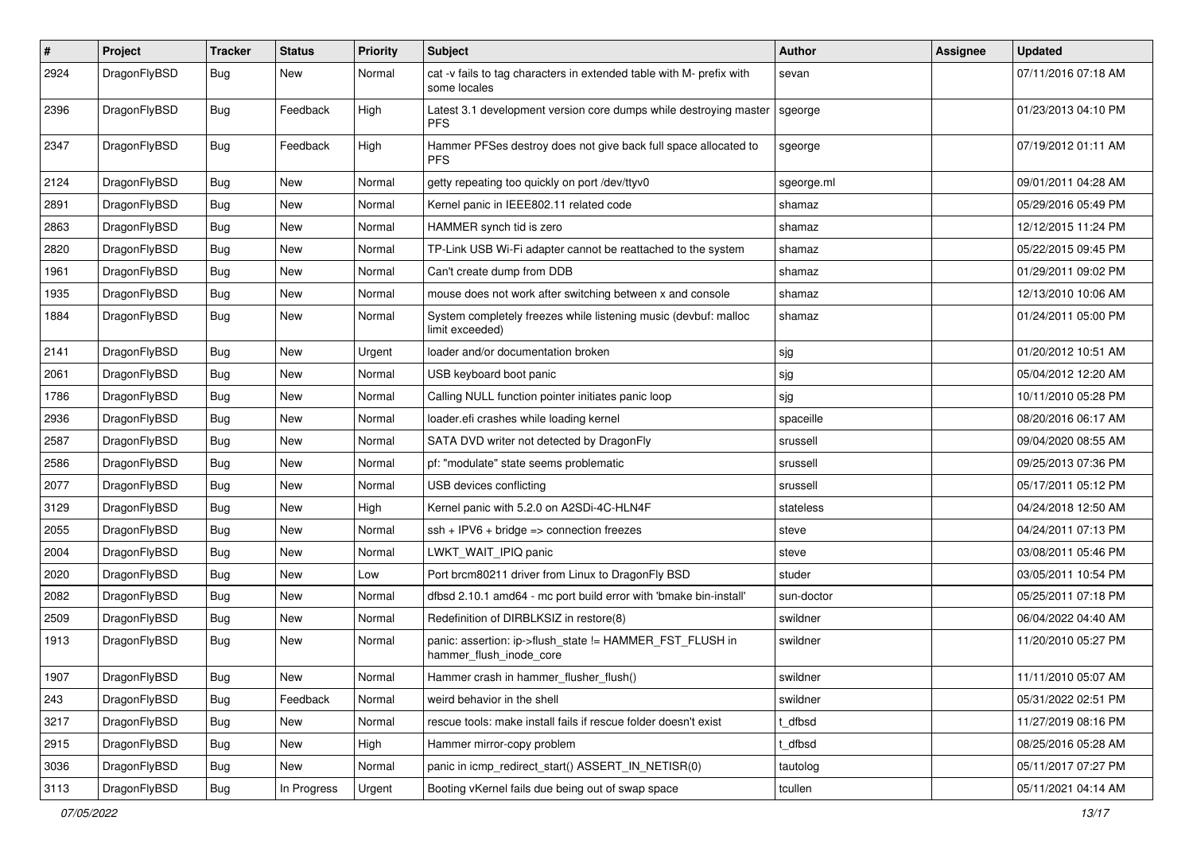| # | Project | Tracker | Status | Priority | Subject | Author | Assignee | Updated |
| --- | --- | --- | --- | --- | --- | --- | --- | --- |
| 2924 | DragonFlyBSD | Bug | New | Normal | cat -v fails to tag characters in extended table with M- prefix with some locales | sevan | | 07/11/2016 07:18 AM |
| 2396 | DragonFlyBSD | Bug | Feedback | High | Latest 3.1 development version core dumps while destroying master PFS | sgeorge | | 01/23/2013 04:10 PM |
| 2347 | DragonFlyBSD | Bug | Feedback | High | Hammer PFSes destroy does not give back full space allocated to PFS | sgeorge | | 07/19/2012 01:11 AM |
| 2124 | DragonFlyBSD | Bug | New | Normal | getty repeating too quickly on port /dev/ttyv0 | sgeorge.ml | | 09/01/2011 04:28 AM |
| 2891 | DragonFlyBSD | Bug | New | Normal | Kernel panic in IEEE802.11 related code | shamaz | | 05/29/2016 05:49 PM |
| 2863 | DragonFlyBSD | Bug | New | Normal | HAMMER synch tid is zero | shamaz | | 12/12/2015 11:24 PM |
| 2820 | DragonFlyBSD | Bug | New | Normal | TP-Link USB Wi-Fi adapter cannot be reattached to the system | shamaz | | 05/22/2015 09:45 PM |
| 1961 | DragonFlyBSD | Bug | New | Normal | Can't create dump from DDB | shamaz | | 01/29/2011 09:02 PM |
| 1935 | DragonFlyBSD | Bug | New | Normal | mouse does not work after switching between x and console | shamaz | | 12/13/2010 10:06 AM |
| 1884 | DragonFlyBSD | Bug | New | Normal | System completely freezes while listening music (devbuf: malloc limit exceeded) | shamaz | | 01/24/2011 05:00 PM |
| 2141 | DragonFlyBSD | Bug | New | Urgent | loader and/or documentation broken | sjg | | 01/20/2012 10:51 AM |
| 2061 | DragonFlyBSD | Bug | New | Normal | USB keyboard boot panic | sjg | | 05/04/2012 12:20 AM |
| 1786 | DragonFlyBSD | Bug | New | Normal | Calling NULL function pointer initiates panic loop | sjg | | 10/11/2010 05:28 PM |
| 2936 | DragonFlyBSD | Bug | New | Normal | loader.efi crashes while loading kernel | spaceille | | 08/20/2016 06:17 AM |
| 2587 | DragonFlyBSD | Bug | New | Normal | SATA DVD writer not detected by DragonFly | srussell | | 09/04/2020 08:55 AM |
| 2586 | DragonFlyBSD | Bug | New | Normal | pf: "modulate" state seems problematic | srussell | | 09/25/2013 07:36 PM |
| 2077 | DragonFlyBSD | Bug | New | Normal | USB devices conflicting | srussell | | 05/17/2011 05:12 PM |
| 3129 | DragonFlyBSD | Bug | New | High | Kernel panic with 5.2.0 on A2SDi-4C-HLN4F | stateless | | 04/24/2018 12:50 AM |
| 2055 | DragonFlyBSD | Bug | New | Normal | ssh + IPV6 + bridge => connection freezes | steve | | 04/24/2011 07:13 PM |
| 2004 | DragonFlyBSD | Bug | New | Normal | LWKT_WAIT_IPIQ panic | steve | | 03/08/2011 05:46 PM |
| 2020 | DragonFlyBSD | Bug | New | Low | Port brcm80211 driver from Linux to DragonFly BSD | studer | | 03/05/2011 10:54 PM |
| 2082 | DragonFlyBSD | Bug | New | Normal | dfbsd 2.10.1 amd64 - mc port build error with 'bmake bin-install' | sun-doctor | | 05/25/2011 07:18 PM |
| 2509 | DragonFlyBSD | Bug | New | Normal | Redefinition of DIRBLKSIZ in restore(8) | swildner | | 06/04/2022 04:40 AM |
| 1913 | DragonFlyBSD | Bug | New | Normal | panic: assertion: ip->flush_state != HAMMER_FST_FLUSH in hammer_flush_inode_core | swildner | | 11/20/2010 05:27 PM |
| 1907 | DragonFlyBSD | Bug | New | Normal | Hammer crash in hammer_flusher_flush() | swildner | | 11/11/2010 05:07 AM |
| 243 | DragonFlyBSD | Bug | Feedback | Normal | weird behavior in the shell | swildner | | 05/31/2022 02:51 PM |
| 3217 | DragonFlyBSD | Bug | New | Normal | rescue tools: make install fails if rescue folder doesn't exist | t_dfbsd | | 11/27/2019 08:16 PM |
| 2915 | DragonFlyBSD | Bug | New | High | Hammer mirror-copy problem | t_dfbsd | | 08/25/2016 05:28 AM |
| 3036 | DragonFlyBSD | Bug | New | Normal | panic in icmp_redirect_start() ASSERT_IN_NETISR(0) | tautolog | | 05/11/2017 07:27 PM |
| 3113 | DragonFlyBSD | Bug | In Progress | Urgent | Booting vKernel fails due being out of swap space | tcullen | | 05/11/2021 04:14 AM |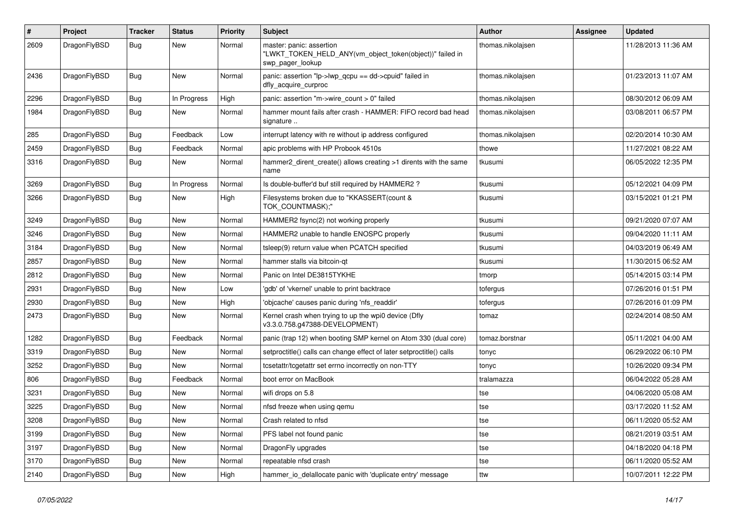| # | Project | Tracker | Status | Priority | Subject | Author | Assignee | Updated |
|---|---|---|---|---|---|---|---|---|
| 2609 | DragonFlyBSD | Bug | New | Normal | master: panic: assertion "LWKT_TOKEN_HELD_ANY(vm_object_token(object))" failed in swp_pager_lookup | thomas.nikolajsen | | 11/28/2013 11:36 AM |
| 2436 | DragonFlyBSD | Bug | New | Normal | panic: assertion "lp->lwp_qcpu == dd->cpuid" failed in dfly_acquire_curproc | thomas.nikolajsen | | 01/23/2013 11:07 AM |
| 2296 | DragonFlyBSD | Bug | In Progress | High | panic: assertion "m->wire_count > 0" failed | thomas.nikolajsen | | 08/30/2012 06:09 AM |
| 1984 | DragonFlyBSD | Bug | New | Normal | hammer mount fails after crash - HAMMER: FIFO record bad head signature .. | thomas.nikolajsen | | 03/08/2011 06:57 PM |
| 285 | DragonFlyBSD | Bug | Feedback | Low | interrupt latency with re without ip address configured | thomas.nikolajsen | | 02/20/2014 10:30 AM |
| 2459 | DragonFlyBSD | Bug | Feedback | Normal | apic problems with HP Probook 4510s | thowe | | 11/27/2021 08:22 AM |
| 3316 | DragonFlyBSD | Bug | New | Normal | hammer2_dirent_create() allows creating >1 dirents with the same name | tkusumi | | 06/05/2022 12:35 PM |
| 3269 | DragonFlyBSD | Bug | In Progress | Normal | Is double-buffer'd buf still required by HAMMER2 ? | tkusumi | | 05/12/2021 04:09 PM |
| 3266 | DragonFlyBSD | Bug | New | High | Filesystems broken due to "KKASSERT(count & TOK_COUNTMASK);" | tkusumi | | 03/15/2021 01:21 PM |
| 3249 | DragonFlyBSD | Bug | New | Normal | HAMMER2 fsync(2) not working properly | tkusumi | | 09/21/2020 07:07 AM |
| 3246 | DragonFlyBSD | Bug | New | Normal | HAMMER2 unable to handle ENOSPC properly | tkusumi | | 09/04/2020 11:11 AM |
| 3184 | DragonFlyBSD | Bug | New | Normal | tsleep(9) return value when PCATCH specified | tkusumi | | 04/03/2019 06:49 AM |
| 2857 | DragonFlyBSD | Bug | New | Normal | hammer stalls via bitcoin-qt | tkusumi | | 11/30/2015 06:52 AM |
| 2812 | DragonFlyBSD | Bug | New | Normal | Panic on Intel DE3815TYKHE | tmorp | | 05/14/2015 03:14 PM |
| 2931 | DragonFlyBSD | Bug | New | Low | 'gdb' of 'vkernel' unable to print backtrace | tofergus | | 07/26/2016 01:51 PM |
| 2930 | DragonFlyBSD | Bug | New | High | 'objcache' causes panic during 'nfs_readdir' | tofergus | | 07/26/2016 01:09 PM |
| 2473 | DragonFlyBSD | Bug | New | Normal | Kernel crash when trying to up the wpi0 device (Dfly v3.3.0.758.g47388-DEVELOPMENT) | tomaz | | 02/24/2014 08:50 AM |
| 1282 | DragonFlyBSD | Bug | Feedback | Normal | panic (trap 12) when booting SMP kernel on Atom 330 (dual core) | tomaz.borstnar | | 05/11/2021 04:00 AM |
| 3319 | DragonFlyBSD | Bug | New | Normal | setproctitle() calls can change effect of later setproctitle() calls | tonyc | | 06/29/2022 06:10 PM |
| 3252 | DragonFlyBSD | Bug | New | Normal | tcsetattr/tcgetattr set errno incorrectly on non-TTY | tonyc | | 10/26/2020 09:34 PM |
| 806 | DragonFlyBSD | Bug | Feedback | Normal | boot error on MacBook | tralamazza | | 06/04/2022 05:28 AM |
| 3231 | DragonFlyBSD | Bug | New | Normal | wifi drops on 5.8 | tse | | 04/06/2020 05:08 AM |
| 3225 | DragonFlyBSD | Bug | New | Normal | nfsd freeze when using qemu | tse | | 03/17/2020 11:52 AM |
| 3208 | DragonFlyBSD | Bug | New | Normal | Crash related to nfsd | tse | | 06/11/2020 05:52 AM |
| 3199 | DragonFlyBSD | Bug | New | Normal | PFS label not found panic | tse | | 08/21/2019 03:51 AM |
| 3197 | DragonFlyBSD | Bug | New | Normal | DragonFly upgrades | tse | | 04/18/2020 04:18 PM |
| 3170 | DragonFlyBSD | Bug | New | Normal | repeatable nfsd crash | tse | | 06/11/2020 05:52 AM |
| 2140 | DragonFlyBSD | Bug | New | High | hammer_io_delallocate panic with 'duplicate entry' message | ttw | | 10/07/2011 12:22 PM |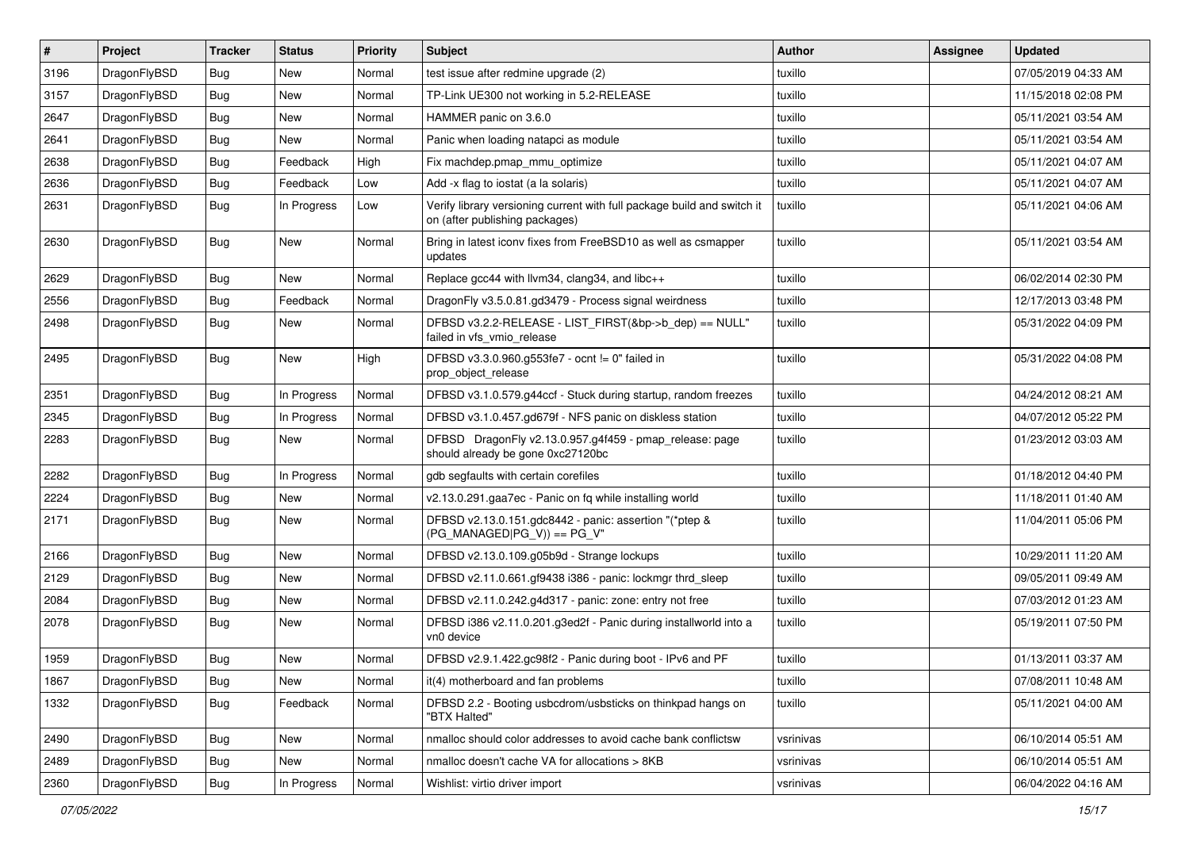| # | Project | Tracker | Status | Priority | Subject | Author | Assignee | Updated |
|---|---|---|---|---|---|---|---|---|
| 3196 | DragonFlyBSD | Bug | New | Normal | test issue after redmine upgrade (2) | tuxillo | | 07/05/2019 04:33 AM |
| 3157 | DragonFlyBSD | Bug | New | Normal | TP-Link UE300 not working in 5.2-RELEASE | tuxillo | | 11/15/2018 02:08 PM |
| 2647 | DragonFlyBSD | Bug | New | Normal | HAMMER panic on 3.6.0 | tuxillo | | 05/11/2021 03:54 AM |
| 2641 | DragonFlyBSD | Bug | New | Normal | Panic when loading natapci as module | tuxillo | | 05/11/2021 03:54 AM |
| 2638 | DragonFlyBSD | Bug | Feedback | High | Fix machdep.pmap_mmu_optimize | tuxillo | | 05/11/2021 04:07 AM |
| 2636 | DragonFlyBSD | Bug | Feedback | Low | Add -x flag to iostat (a la solaris) | tuxillo | | 05/11/2021 04:07 AM |
| 2631 | DragonFlyBSD | Bug | In Progress | Low | Verify library versioning current with full package build and switch it on (after publishing packages) | tuxillo | | 05/11/2021 04:06 AM |
| 2630 | DragonFlyBSD | Bug | New | Normal | Bring in latest iconv fixes from FreeBSD10 as well as csmapper updates | tuxillo | | 05/11/2021 03:54 AM |
| 2629 | DragonFlyBSD | Bug | New | Normal | Replace gcc44 with llvm34, clang34, and libc++ | tuxillo | | 06/02/2014 02:30 PM |
| 2556 | DragonFlyBSD | Bug | Feedback | Normal | DragonFly v3.5.0.81.gd3479 - Process signal weirdness | tuxillo | | 12/17/2013 03:48 PM |
| 2498 | DragonFlyBSD | Bug | New | Normal | DFBSD v3.2.2-RELEASE - LIST_FIRST(&bp->b_dep) == NULL" failed in vfs_vmio_release | tuxillo | | 05/31/2022 04:09 PM |
| 2495 | DragonFlyBSD | Bug | New | High | DFBSD v3.3.0.960.g553fe7 - ocnt != 0" failed in prop_object_release | tuxillo | | 05/31/2022 04:08 PM |
| 2351 | DragonFlyBSD | Bug | In Progress | Normal | DFBSD v3.1.0.579.g44ccf - Stuck during startup, random freezes | tuxillo | | 04/24/2012 08:21 AM |
| 2345 | DragonFlyBSD | Bug | In Progress | Normal | DFBSD v3.1.0.457.gd679f - NFS panic on diskless station | tuxillo | | 04/07/2012 05:22 PM |
| 2283 | DragonFlyBSD | Bug | New | Normal | DFBSD DragonFly v2.13.0.957.g4f459 - pmap_release: page should already be gone 0xc27120bc | tuxillo | | 01/23/2012 03:03 AM |
| 2282 | DragonFlyBSD | Bug | In Progress | Normal | gdb segfaults with certain corefiles | tuxillo | | 01/18/2012 04:40 PM |
| 2224 | DragonFlyBSD | Bug | New | Normal | v2.13.0.291.gaa7ec - Panic on fq while installing world | tuxillo | | 11/18/2011 01:40 AM |
| 2171 | DragonFlyBSD | Bug | New | Normal | DFBSD v2.13.0.151.gdc8442 - panic: assertion "(*ptep & (PG_MANAGED\|PG_V)) == PG_V" | tuxillo | | 11/04/2011 05:06 PM |
| 2166 | DragonFlyBSD | Bug | New | Normal | DFBSD v2.13.0.109.g05b9d - Strange lockups | tuxillo | | 10/29/2011 11:20 AM |
| 2129 | DragonFlyBSD | Bug | New | Normal | DFBSD v2.11.0.661.gf9438 i386 - panic: lockmgr thrd_sleep | tuxillo | | 09/05/2011 09:49 AM |
| 2084 | DragonFlyBSD | Bug | New | Normal | DFBSD v2.11.0.242.g4d317 - panic: zone: entry not free | tuxillo | | 07/03/2012 01:23 AM |
| 2078 | DragonFlyBSD | Bug | New | Normal | DFBSD i386 v2.11.0.201.g3ed2f - Panic during installworld into a vn0 device | tuxillo | | 05/19/2011 07:50 PM |
| 1959 | DragonFlyBSD | Bug | New | Normal | DFBSD v2.9.1.422.gc98f2 - Panic during boot - IPv6 and PF | tuxillo | | 01/13/2011 03:37 AM |
| 1867 | DragonFlyBSD | Bug | New | Normal | it(4) motherboard and fan problems | tuxillo | | 07/08/2011 10:48 AM |
| 1332 | DragonFlyBSD | Bug | Feedback | Normal | DFBSD 2.2 - Booting usbcdrom/usbsticks on thinkpad hangs on "BTX Halted" | tuxillo | | 05/11/2021 04:00 AM |
| 2490 | DragonFlyBSD | Bug | New | Normal | nmalloc should color addresses to avoid cache bank conflictsw | vsrinivas | | 06/10/2014 05:51 AM |
| 2489 | DragonFlyBSD | Bug | New | Normal | nmalloc doesn't cache VA for allocations > 8KB | vsrinivas | | 06/10/2014 05:51 AM |
| 2360 | DragonFlyBSD | Bug | In Progress | Normal | Wishlist: virtio driver import | vsrinivas | | 06/04/2022 04:16 AM |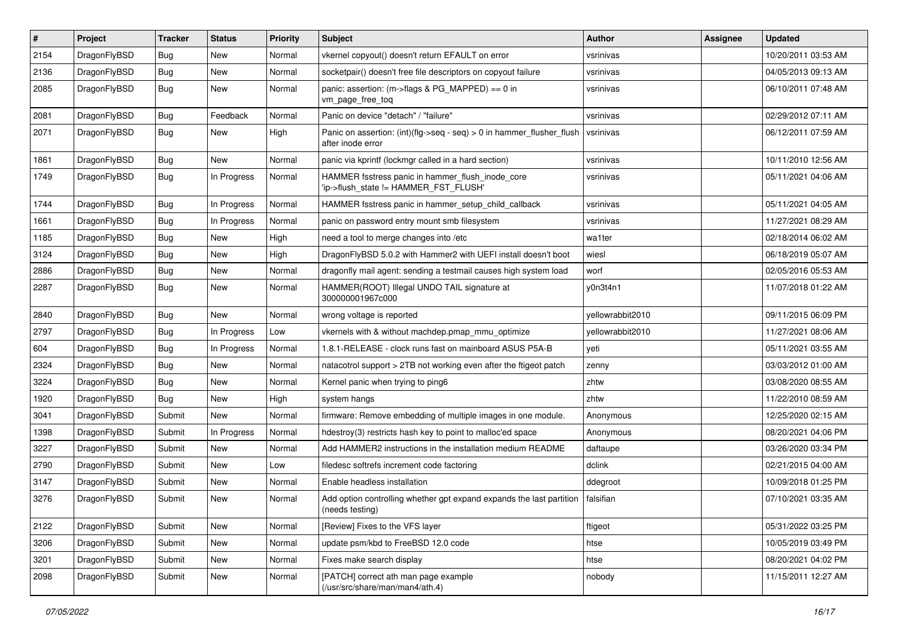| # | Project | Tracker | Status | Priority | Subject | Author | Assignee | Updated |
|---|---|---|---|---|---|---|---|---|
| 2154 | DragonFlyBSD | Bug | New | Normal | vkernel copyout() doesn't return EFAULT on error | vsrinivas | | 10/20/2011 03:53 AM |
| 2136 | DragonFlyBSD | Bug | New | Normal | socketpair() doesn't free file descriptors on copyout failure | vsrinivas | | 04/05/2013 09:13 AM |
| 2085 | DragonFlyBSD | Bug | New | Normal | panic: assertion: (m->flags & PG_MAPPED) == 0 in vm_page_free_toq | vsrinivas | | 06/10/2011 07:48 AM |
| 2081 | DragonFlyBSD | Bug | Feedback | Normal | Panic on device "detach" / "failure" | vsrinivas | | 02/29/2012 07:11 AM |
| 2071 | DragonFlyBSD | Bug | New | High | Panic on assertion: (int)(flg->seq - seq) > 0 in hammer_flusher_flush after inode error | vsrinivas | | 06/12/2011 07:59 AM |
| 1861 | DragonFlyBSD | Bug | New | Normal | panic via kprintf (lockmgr called in a hard section) | vsrinivas | | 10/11/2010 12:56 AM |
| 1749 | DragonFlyBSD | Bug | In Progress | Normal | HAMMER fsstress panic in hammer_flush_inode_core 'ip->flush_state != HAMMER_FST_FLUSH' | vsrinivas | | 05/11/2021 04:06 AM |
| 1744 | DragonFlyBSD | Bug | In Progress | Normal | HAMMER fsstress panic in hammer_setup_child_callback | vsrinivas | | 05/11/2021 04:05 AM |
| 1661 | DragonFlyBSD | Bug | In Progress | Normal | panic on password entry mount smb filesystem | vsrinivas | | 11/27/2021 08:29 AM |
| 1185 | DragonFlyBSD | Bug | New | High | need a tool to merge changes into /etc | wa1ter | | 02/18/2014 06:02 AM |
| 3124 | DragonFlyBSD | Bug | New | High | DragonFlyBSD 5.0.2 with Hammer2 with UEFI install doesn't boot | wiesl | | 06/18/2019 05:07 AM |
| 2886 | DragonFlyBSD | Bug | New | Normal | dragonfly mail agent: sending a testmail causes high system load | worf | | 02/05/2016 05:53 AM |
| 2287 | DragonFlyBSD | Bug | New | Normal | HAMMER(ROOT) Illegal UNDO TAIL signature at 300000001967c000 | y0n3t4n1 | | 11/07/2018 01:22 AM |
| 2840 | DragonFlyBSD | Bug | New | Normal | wrong voltage is reported | yellowrabbit2010 | | 09/11/2015 06:09 PM |
| 2797 | DragonFlyBSD | Bug | In Progress | Low | vkernels with & without machdep.pmap_mmu_optimize | yellowrabbit2010 | | 11/27/2021 08:06 AM |
| 604 | DragonFlyBSD | Bug | In Progress | Normal | 1.8.1-RELEASE - clock runs fast on mainboard ASUS P5A-B | yeti | | 05/11/2021 03:55 AM |
| 2324 | DragonFlyBSD | Bug | New | Normal | natacotrol support > 2TB not working even after the ftigeot patch | zenny | | 03/03/2012 01:00 AM |
| 3224 | DragonFlyBSD | Bug | New | Normal | Kernel panic when trying to ping6 | zhtw | | 03/08/2020 08:55 AM |
| 1920 | DragonFlyBSD | Bug | New | High | system hangs | zhtw | | 11/22/2010 08:59 AM |
| 3041 | DragonFlyBSD | Submit | New | Normal | firmware: Remove embedding of multiple images in one module. | Anonymous | | 12/25/2020 02:15 AM |
| 1398 | DragonFlyBSD | Submit | In Progress | Normal | hdestroy(3) restricts hash key to point to malloc'ed space | Anonymous | | 08/20/2021 04:06 PM |
| 3227 | DragonFlyBSD | Submit | New | Normal | Add HAMMER2 instructions in the installation medium README | daftaupe | | 03/26/2020 03:34 PM |
| 2790 | DragonFlyBSD | Submit | New | Low | filedesc softrefs increment code factoring | dclink | | 02/21/2015 04:00 AM |
| 3147 | DragonFlyBSD | Submit | New | Normal | Enable headless installation | ddegroot | | 10/09/2018 01:25 PM |
| 3276 | DragonFlyBSD | Submit | New | Normal | Add option controlling whether gpt expand expands the last partition (needs testing) | falsifian | | 07/10/2021 03:35 AM |
| 2122 | DragonFlyBSD | Submit | New | Normal | [Review] Fixes to the VFS layer | ftigeot | | 05/31/2022 03:25 PM |
| 3206 | DragonFlyBSD | Submit | New | Normal | update psm/kbd to FreeBSD 12.0 code | htse | | 10/05/2019 03:49 PM |
| 3201 | DragonFlyBSD | Submit | New | Normal | Fixes make search display | htse | | 08/20/2021 04:02 PM |
| 2098 | DragonFlyBSD | Submit | New | Normal | [PATCH] correct ath man page example (/usr/src/share/man/man4/ath.4) | nobody | | 11/15/2011 12:27 AM |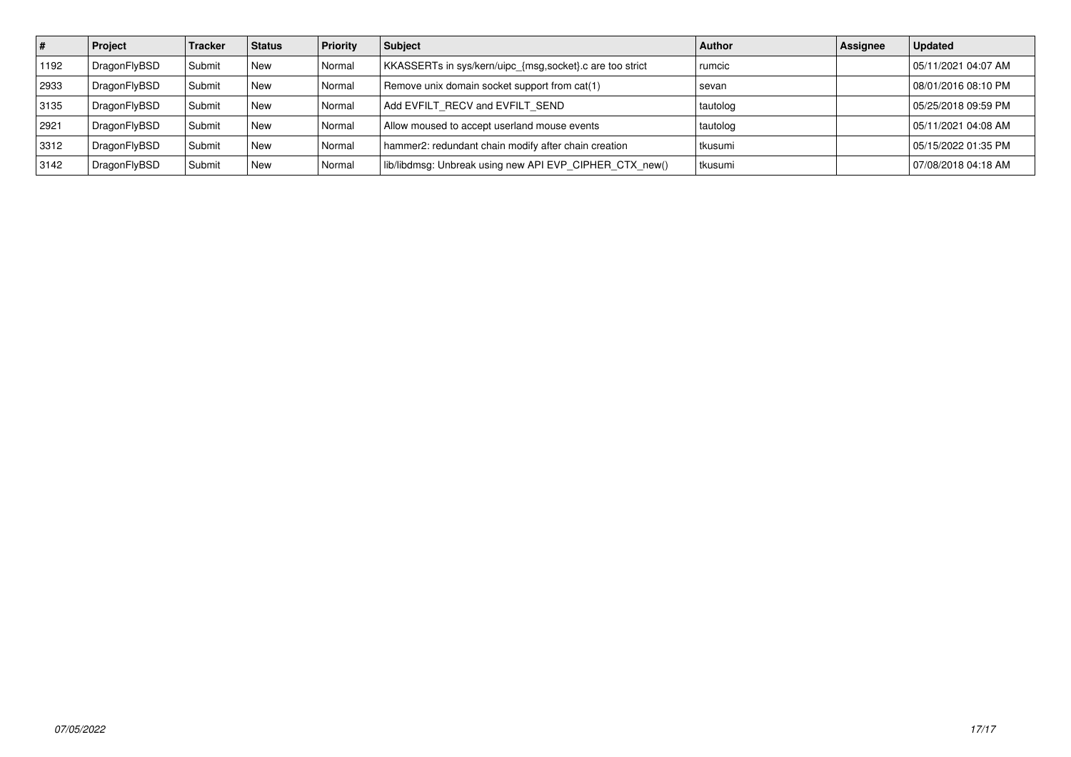| # | Project | Tracker | Status | Priority | Subject | Author | Assignee | Updated |
|---|---|---|---|---|---|---|---|---|
| 1192 | DragonFlyBSD | Submit | New | Normal | KKASSERTs in sys/kern/uipc_{msg,socket}.c are too strict | rumcic | | 05/11/2021 04:07 AM |
| 2933 | DragonFlyBSD | Submit | New | Normal | Remove unix domain socket support from cat(1) | sevan | | 08/01/2016 08:10 PM |
| 3135 | DragonFlyBSD | Submit | New | Normal | Add EVFILT_RECV and EVFILT_SEND | tautolog | | 05/25/2018 09:59 PM |
| 2921 | DragonFlyBSD | Submit | New | Normal | Allow moused to accept userland mouse events | tautolog | | 05/11/2021 04:08 AM |
| 3312 | DragonFlyBSD | Submit | New | Normal | hammer2: redundant chain modify after chain creation | tkusumi | | 05/15/2022 01:35 PM |
| 3142 | DragonFlyBSD | Submit | New | Normal | lib/libdmsg: Unbreak using new API EVP_CIPHER_CTX_new() | tkusumi | | 07/08/2018 04:18 AM |